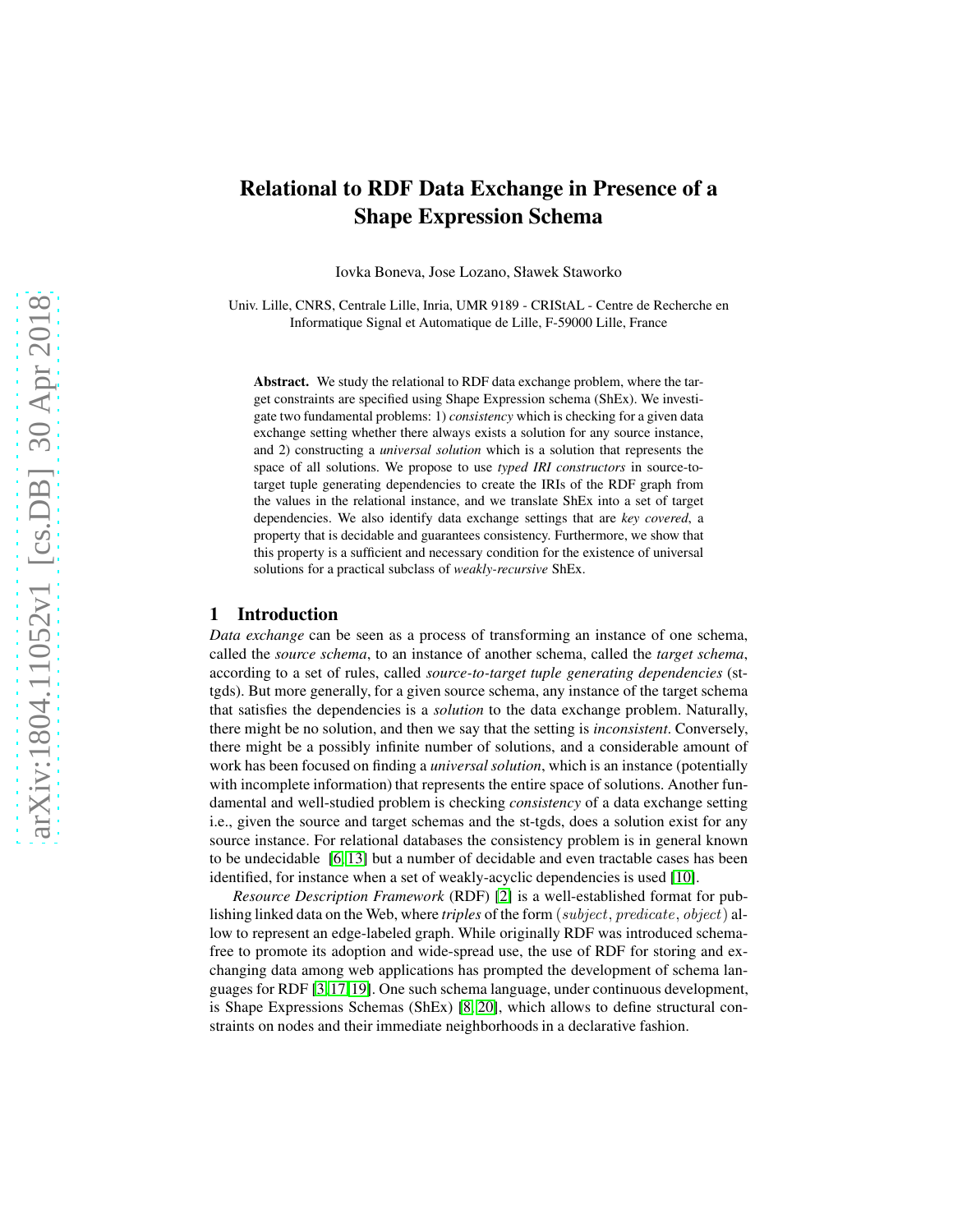# Relational to RDF Data Exchange in Presence of a Shape Expression Schema

Iovka Boneva, Jose Lozano, Sławek Staworko

Univ. Lille, CNRS, Centrale Lille, Inria, UMR 9189 - CRIStAL - Centre de Recherche en Informatique Signal et Automatique de Lille, F-59000 Lille, France

**Abstract.** We study the relational to RDF data exchange problem, where the target constraints are specified using Shape Expression schema (ShEx). We investigate two fundamental problems: 1) *consistency* which is checking for a given data exchange setting whether there always exists a solution for any source instance, and 2) constructing a *universal solution* which is a solution that represents the space of all solutions. We propose to use *typed IRI constructors* in source-to-target tuple generating dependencies to create the IRIs of the RDF graph from the values in the relational instance, and we translate ShEx into a set of target dependencies. We also identify data exchange settings that are *key covered*, a property that is decidable and guarantees consistency. Furthermore, we show that this property is a sufficient and necessary condition for the existence of universal solutions for a practical subclass of *weakly-recursive* ShEx.

## 1 Introduction

*Data exchange* can be seen as a process of transforming an instance of one schema, called the *source schema*, to an instance of another schema, called the *target schema*, according to a set of rules, called *source-to-target tuple generating dependencies* (st-tgds). But more generally, for a given source schema, any instance of the target schema that satisfies the dependencies is a *solution* to the data exchange problem. Naturally, there might be no solution, and then we say that the setting is *inconsistent*. Conversely, there might be a possibly infinite number of solutions, and a considerable amount of work has been focused on finding a *universal solution*, which is an instance (potentially with incomplete information) that represents the entire space of solutions. Another fundamental and well-studied problem is checking *consistency* of a data exchange setting i.e., given the source and target schemas and the st-tgds, does a solution exist for any source instance. For relational databases the consistency problem is in general known to be undecidable [6,13] but a number of decidable and even tractable cases has been identified, for instance when a set of weakly-acyclic dependencies is used [10].

*Resource Description Framework* (RDF) [2] is a well-established format for publishing linked data on the Web, where *triples* of the form $(subject, predicate, object)$ allow to represent an edge-labeled graph. While originally RDF was introduced schema-free to promote its adoption and wide-spread use, the use of RDF for storing and exchanging data among web applications has prompted the development of schema languages for RDF [3,17,19]. One such schema language, under continuous development, is Shape Expressions Schemas (ShEx) [8,20], which allows to define structural constraints on nodes and their immediate neighborhoods in a declarative fashion.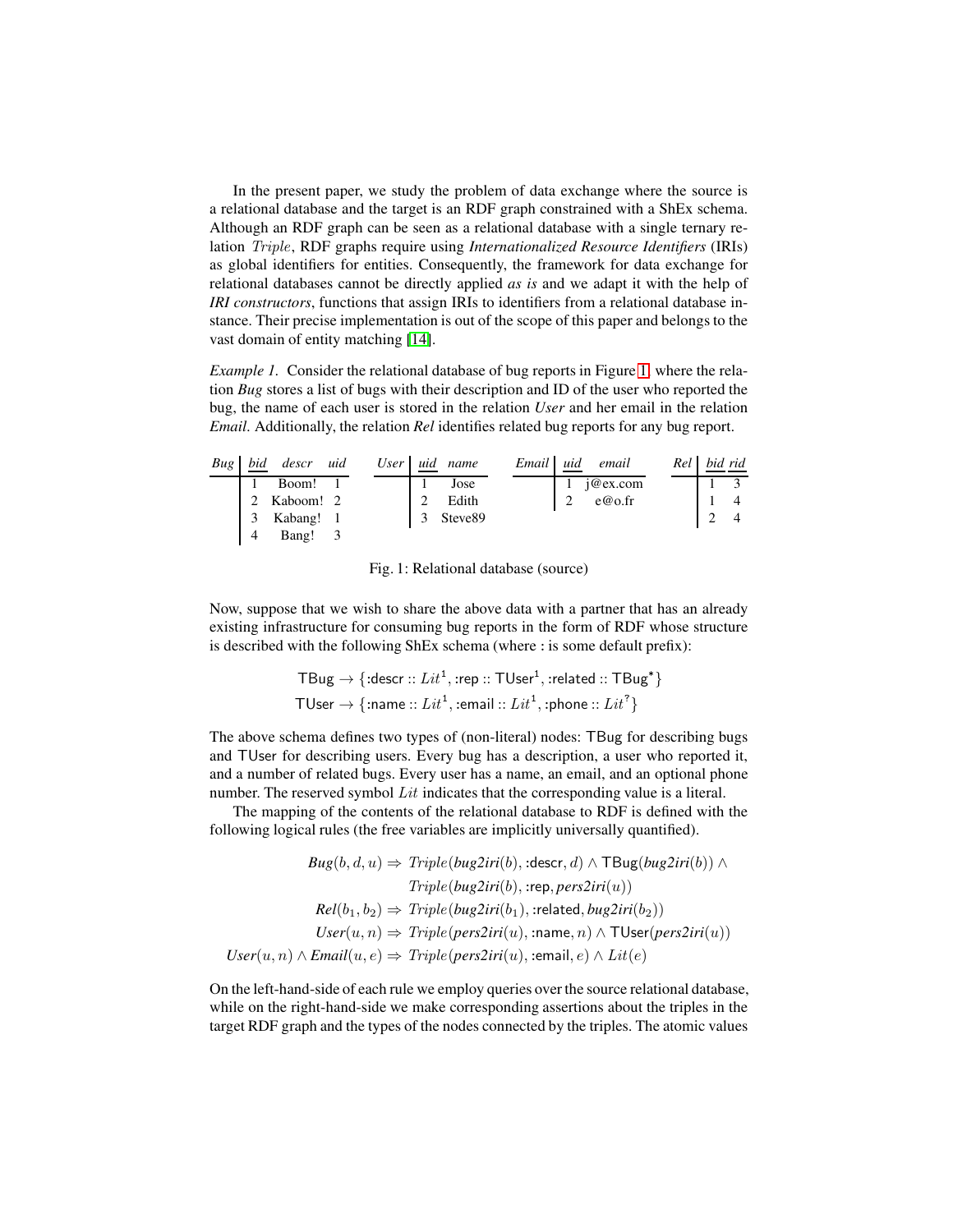In the present paper, we study the problem of data exchange where the source is a relational database and the target is an RDF graph constrained with a ShEx schema. Although an RDF graph can be seen as a relational database with a single ternary relation $Triple$, RDF graphs require using *Internationalized Resource Identifiers* (IRIs) as global identifiers for entities. Consequently, the framework for data exchange for relational databases cannot be directly applied *as is* and we adapt it with the help of *IRI constructors*, functions that assign IRIs to identifiers from a relational database instance. Their precise implementation is out of the scope of this paper and belongs to the vast domain of entity matching [14].

*Example 1.* Consider the relational database of bug reports in Figure 1, where the relation *Bug* stores a list of bugs with their description and ID of the user who reported the bug, the name of each user is stored in the relation *User* and her email in the relation *Email*. Additionally, the relation *Rel* identifies related bug reports for any bug report.

| *Bug* | *bid* | *descr* | *uid* |
|---|---|---|---|
| | 1 | Boom! | 1 |
| | 2 | Kaboom! | 2 |
| | 3 | Kabang! | 1 |
| | 4 | Bang! | 3 |

| *User* | *uid* | *name* |
|---|---|---|
| | 1 | Jose |
| | 2 | Edith |
| | 3 | Steve89 |

| *Email* | *uid* | *email* |
|---|---|---|
| | 1 | j@ex.com |
| | 2 | e@o.fr |

| *Rel* | *bid* | *rid* |
|---|---|---|
| | 1 | 3 |
| | 1 | 4 |
| | 2 | 4 |

Fig. 1: Relational database (source)

Now, suppose that we wish to share the above data with a partner that has an already existing infrastructure for consuming bug reports in the form of RDF whose structure is described with the following ShEx schema (where : is some default prefix):

$$\mathsf{TBug} \rightarrow \{\text{:descr} :: Lit^{1}, \text{:rep} :: \mathsf{TUser}^{1}, \text{:related} :: \mathsf{TBug}^{*}\}$$
$$\mathsf{TUser} \rightarrow \{\text{:name} :: Lit^{1}, \text{:email} :: Lit^{1}, \text{:phone} :: Lit^{?}\}$$

The above schema defines two types of (non-literal) nodes: TBug for describing bugs and TUser for describing users. Every bug has a description, a user who reported it, and a number of related bugs. Every user has a name, an email, and an optional phone number. The reserved symbol $Lit$ indicates that the corresponding value is a literal.

The mapping of the contents of the relational database to RDF is defined with the following logical rules (the free variables are implicitly universally quantified).

$$\begin{aligned}
\mathit{Bug}(b,d,u) &\Rightarrow \mathit{Triple}(\mathit{bug2iri}(b), \text{:descr}, d) \wedge \mathsf{TBug}(\mathit{bug2iri}(b)) \wedge \\
&\qquad \mathit{Triple}(\mathit{bug2iri}(b), \text{:rep}, \mathit{pers2iri}(u)) \\
\mathit{Rel}(b_1,b_2) &\Rightarrow \mathit{Triple}(\mathit{bug2iri}(b_1), \text{:related}, \mathit{bug2iri}(b_2)) \\
\mathit{User}(u,n) &\Rightarrow \mathit{Triple}(\mathit{pers2iri}(u), \text{:name}, n) \wedge \mathsf{TUser}(\mathit{pers2iri}(u)) \\
\mathit{User}(u,n) \wedge \mathit{Email}(u,e) &\Rightarrow \mathit{Triple}(\mathit{pers2iri}(u), \text{:email}, e) \wedge \mathit{Lit}(e)
\end{aligned}$$

On the left-hand-side of each rule we employ queries over the source relational database, while on the right-hand-side we make corresponding assertions about the triples in the target RDF graph and the types of the nodes connected by the triples. The atomic values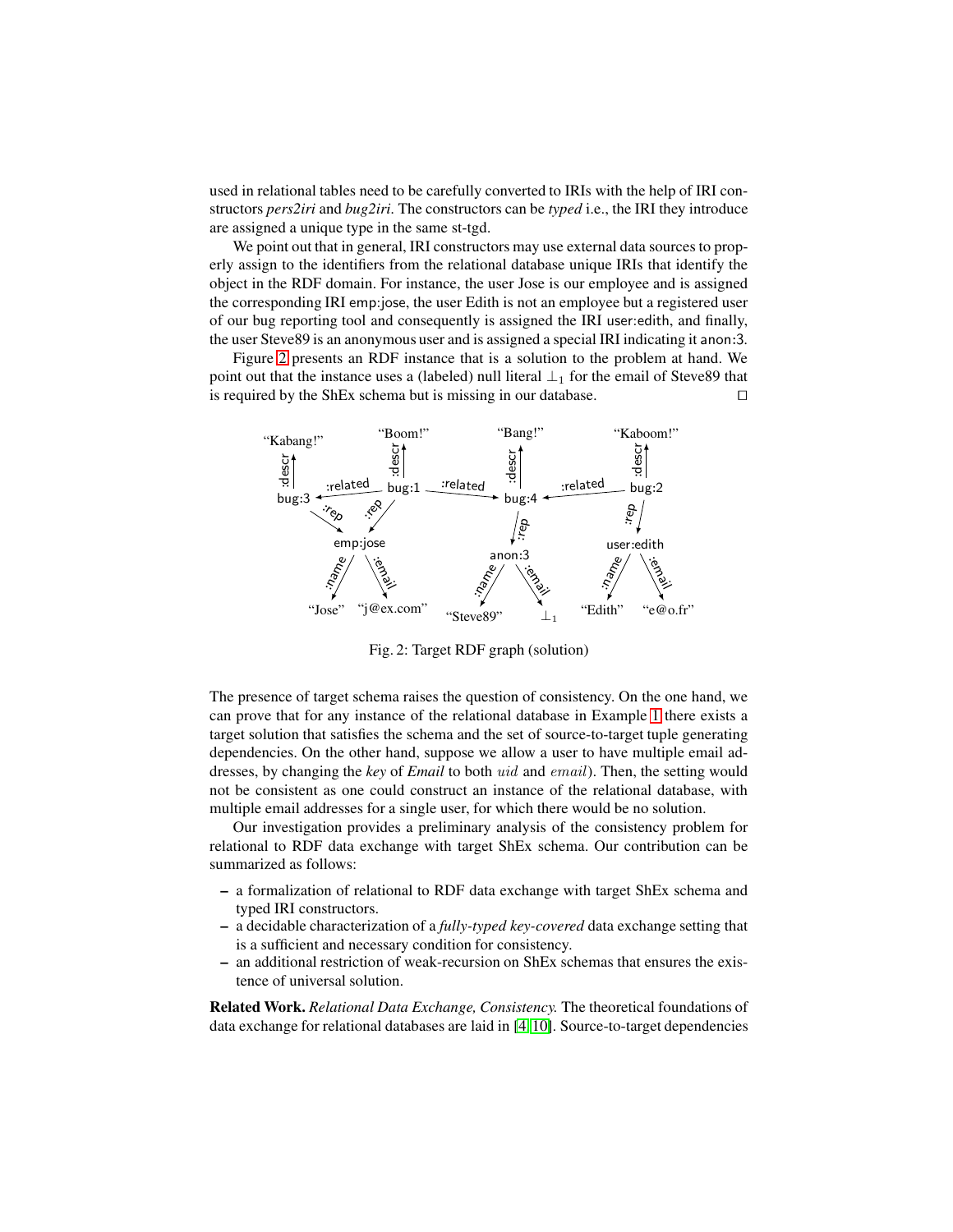used in relational tables need to be carefully converted to IRIs with the help of IRI constructors *pers2iri* and *bug2iri*. The constructors can be *typed* i.e., the IRI they introduce are assigned a unique type in the same st-tgd.

We point out that in general, IRI constructors may use external data sources to properly assign to the identifiers from the relational database unique IRIs that identify the object in the RDF domain. For instance, the user Jose is our employee and is assigned the corresponding IRI emp:jose, the user Edith is not an employee but a registered user of our bug reporting tool and consequently is assigned the IRI user:edith, and finally, the user Steve89 is an anonymous user and is assigned a special IRI indicating it anon:3.

Figure 2 presents an RDF instance that is a solution to the problem at hand. We point out that the instance uses a (labeled) null literal $\bot_1$ for the email of Steve89 that is required by the ShEx schema but is missing in our database. □

Fig. 2: Target RDF graph (solution)

The presence of target schema raises the question of consistency. On the one hand, we can prove that for any instance of the relational database in Example 1 there exists a target solution that satisfies the schema and the set of source-to-target tuple generating dependencies. On the other hand, suppose we allow a user to have multiple email addresses, by changing the *key* of *Email* to both $uid$ and $email$). Then, the setting would not be consistent as one could construct an instance of the relational database, with multiple email addresses for a single user, for which there would be no solution.

Our investigation provides a preliminary analysis of the consistency problem for relational to RDF data exchange with target ShEx schema. Our contribution can be summarized as follows:

- a formalization of relational to RDF data exchange with target ShEx schema and typed IRI constructors.
- a decidable characterization of a *fully-typed key-covered* data exchange setting that is a sufficient and necessary condition for consistency.
- an additional restriction of weak-recursion on ShEx schemas that ensures the existence of universal solution.

**Related Work.** *Relational Data Exchange, Consistency.* The theoretical foundations of data exchange for relational databases are laid in [4,10]. Source-to-target dependencies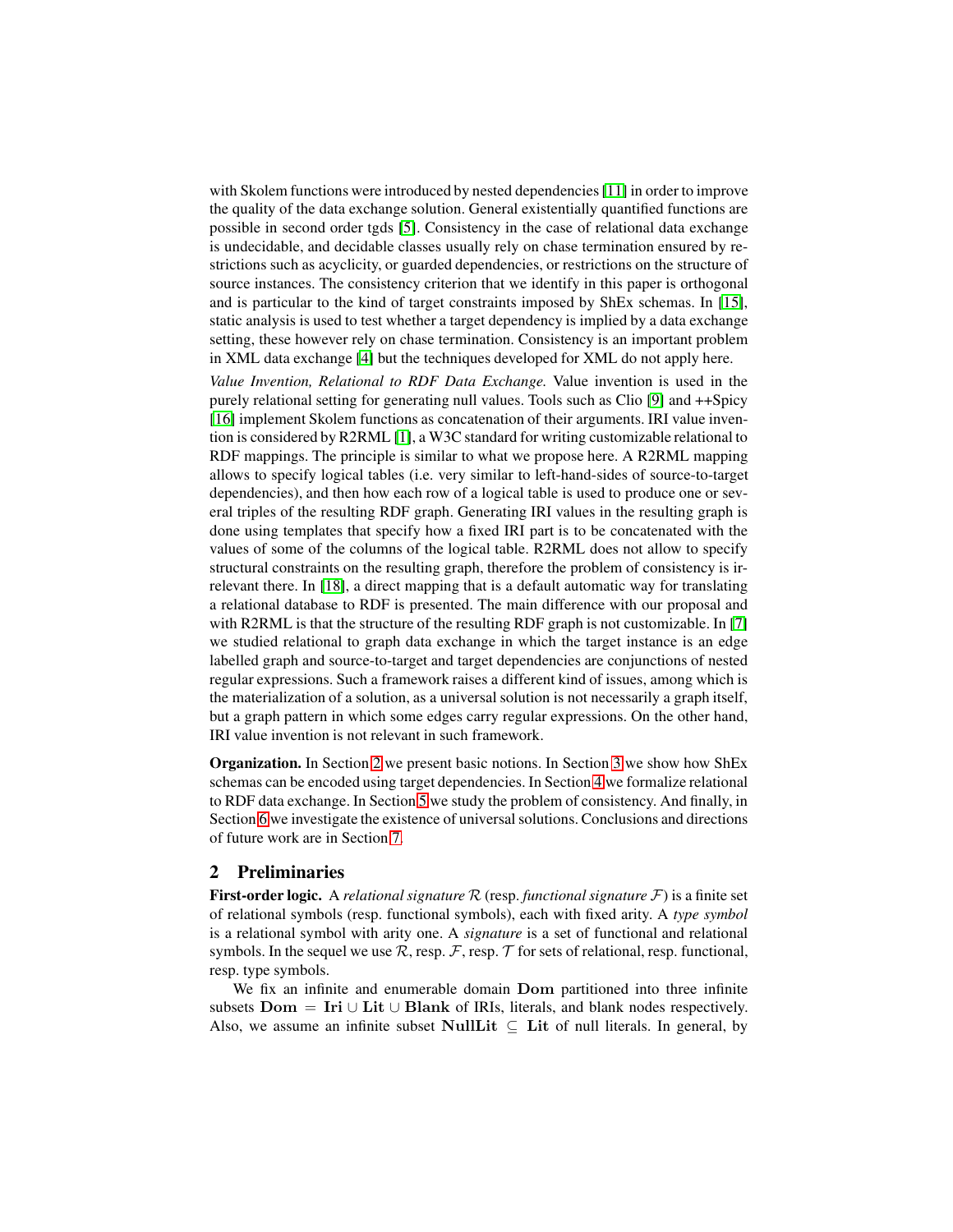with Skolem functions were introduced by nested dependencies [11] in order to improve the quality of the data exchange solution. General existentially quantified functions are possible in second order tgds [5]. Consistency in the case of relational data exchange is undecidable, and decidable classes usually rely on chase termination ensured by restrictions such as acyclicity, or guarded dependencies, or restrictions on the structure of source instances. The consistency criterion that we identify in this paper is orthogonal and is particular to the kind of target constraints imposed by ShEx schemas. In [15], static analysis is used to test whether a target dependency is implied by a data exchange setting, these however rely on chase termination. Consistency is an important problem in XML data exchange [4] but the techniques developed for XML do not apply here.

*Value Invention, Relational to RDF Data Exchange.* Value invention is used in the purely relational setting for generating null values. Tools such as Clio [9] and ++Spicy [16] implement Skolem functions as concatenation of their arguments. IRI value invention is considered by R2RML [1], a W3C standard for writing customizable relational to RDF mappings. The principle is similar to what we propose here. A R2RML mapping allows to specify logical tables (i.e. very similar to left-hand-sides of source-to-target dependencies), and then how each row of a logical table is used to produce one or several triples of the resulting RDF graph. Generating IRI values in the resulting graph is done using templates that specify how a fixed IRI part is to be concatenated with the values of some of the columns of the logical table. R2RML does not allow to specify structural constraints on the resulting graph, therefore the problem of consistency is irrelevant there. In [18], a direct mapping that is a default automatic way for translating a relational database to RDF is presented. The main difference with our proposal and with R2RML is that the structure of the resulting RDF graph is not customizable. In [7] we studied relational to graph data exchange in which the target instance is an edge labelled graph and source-to-target and target dependencies are conjunctions of nested regular expressions. Such a framework raises a different kind of issues, among which is the materialization of a solution, as a universal solution is not necessarily a graph itself, but a graph pattern in which some edges carry regular expressions. On the other hand, IRI value invention is not relevant in such framework.

**Organization.** In Section 2 we present basic notions. In Section 3 we show how ShEx schemas can be encoded using target dependencies. In Section 4 we formalize relational to RDF data exchange. In Section 5 we study the problem of consistency. And finally, in Section 6 we investigate the existence of universal solutions. Conclusions and directions of future work are in Section 7.

## 2 Preliminaries

**First-order logic.** A *relational signature* $\mathcal{R}$ (resp. *functional signature* $\mathcal{F}$) is a finite set of relational symbols (resp. functional symbols), each with fixed arity. A *type symbol* is a relational symbol with arity one. A *signature* is a set of functional and relational symbols. In the sequel we use $\mathcal{R}$, resp. $\mathcal{F}$, resp. $\mathcal{T}$ for sets of relational, resp. functional, resp. type symbols.

We fix an infinite and enumerable domain $\mathbf{Dom}$ partitioned into three infinite subsets $\mathbf{Dom} = \mathbf{Iri} \cup \mathbf{Lit} \cup \mathbf{Blank}$ of IRIs, literals, and blank nodes respectively. Also, we assume an infinite subset $\mathbf{NullLit} \subseteq \mathbf{Lit}$ of null literals. In general, by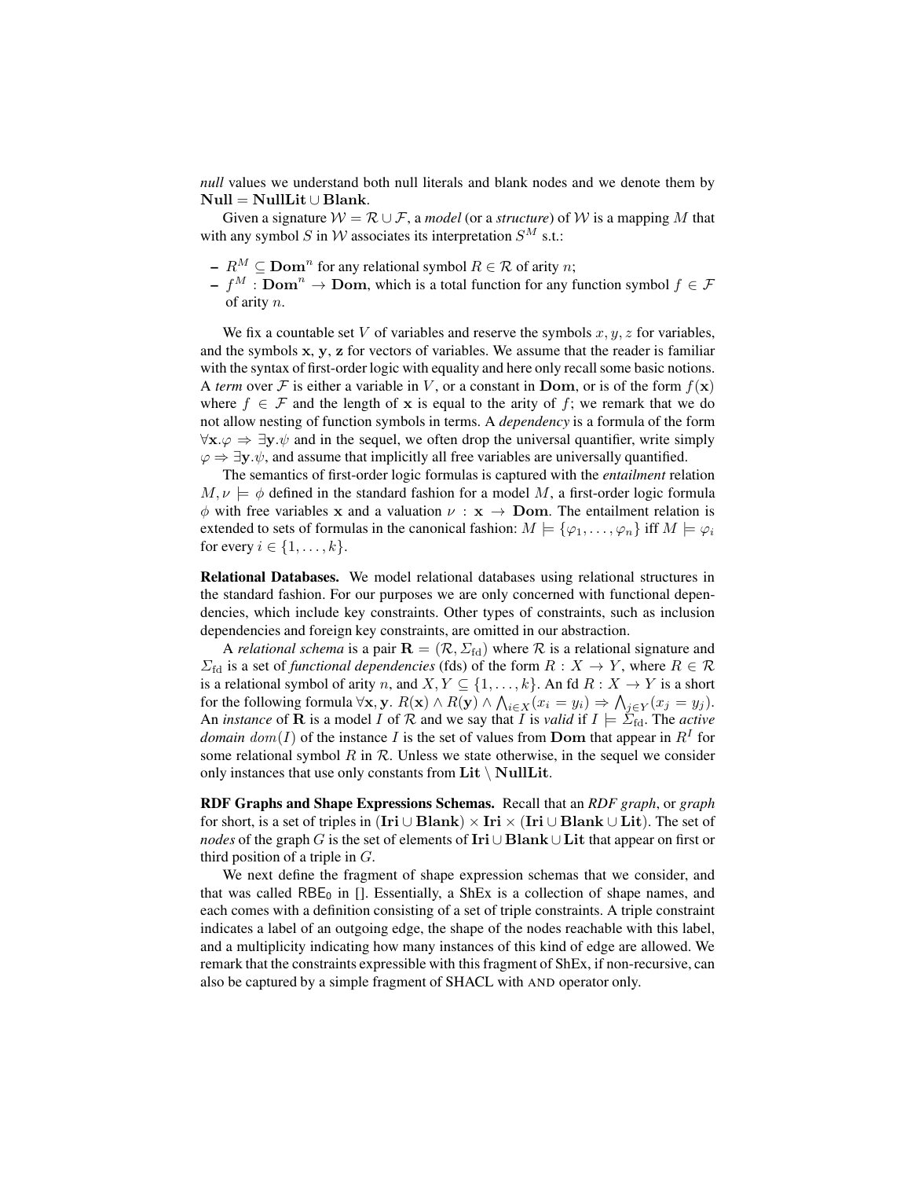*null* values we understand both null literals and blank nodes and we denote them by $\mathbf{Null} = \mathbf{NullLit} \cup \mathbf{Blank}$.

Given a signature $\mathcal{W} = \mathcal{R} \cup \mathcal{F}$, a *model* (or a *structure*) of $\mathcal{W}$ is a mapping $M$ that with any symbol $S$ in $\mathcal{W}$ associates its interpretation $S^M$ s.t.:

- $R^M \subseteq \mathbf{Dom}^n$ for any relational symbol $R \in \mathcal{R}$ of arity $n$;
- $f^M : \mathbf{Dom}^n \to \mathbf{Dom}$, which is a total function for any function symbol $f \in \mathcal{F}$ of arity $n$.

We fix a countable set $V$ of variables and reserve the symbols $x, y, z$ for variables, and the symbols $\mathbf{x}$, $\mathbf{y}$, $\mathbf{z}$ for vectors of variables. We assume that the reader is familiar with the syntax of first-order logic with equality and here only recall some basic notions. A *term* over $\mathcal{F}$ is either a variable in $V$, or a constant in $\mathbf{Dom}$, or is of the form $f(\mathbf{x})$ where $f \in \mathcal{F}$ and the length of $\mathbf{x}$ is equal to the arity of $f$; we remark that we do not allow nesting of function symbols in terms. A *dependency* is a formula of the form $\forall \mathbf{x}.\varphi \Rightarrow \exists \mathbf{y}.\psi$ and in the sequel, we often drop the universal quantifier, write simply $\varphi \Rightarrow \exists \mathbf{y}.\psi$, and assume that implicitly all free variables are universally quantified.

The semantics of first-order logic formulas is captured with the *entailment* relation $M, \nu \models \phi$ defined in the standard fashion for a model $M$, a first-order logic formula $\phi$ with free variables $\mathbf{x}$ and a valuation $\nu : \mathbf{x} \to \mathbf{Dom}$. The entailment relation is extended to sets of formulas in the canonical fashion: $M \models \{\varphi_1, \ldots, \varphi_n\}$ iff $M \models \varphi_i$ for every $i \in \{1, \ldots, k\}$.

**Relational Databases.** We model relational databases using relational structures in the standard fashion. For our purposes we are only concerned with functional dependencies, which include key constraints. Other types of constraints, such as inclusion dependencies and foreign key constraints, are omitted in our abstraction.

A *relational schema* is a pair $\mathbf{R} = (\mathcal{R}, \Sigma_{\text{fd}})$ where $\mathcal{R}$ is a relational signature and $\Sigma_{\text{fd}}$ is a set of *functional dependencies* (fds) of the form $R : X \to Y$, where $R \in \mathcal{R}$ is a relational symbol of arity $n$, and $X, Y \subseteq \{1, \ldots, k\}$. An fd $R : X \to Y$ is a short for the following formula $\forall \mathbf{x}, \mathbf{y}.\ R(\mathbf{x}) \wedge R(\mathbf{y}) \wedge \bigwedge_{i \in X}(x_i = y_i) \Rightarrow \bigwedge_{j \in Y}(x_j = y_j)$. An *instance* of $\mathbf{R}$ is a model $I$ of $\mathcal{R}$ and we say that $I$ is *valid* if $I \models \Sigma_{\text{fd}}$. The *active domain* $dom(I)$ of the instance $I$ is the set of values from $\mathbf{Dom}$ that appear in $R^I$ for some relational symbol $R$ in $\mathcal{R}$. Unless we state otherwise, in the sequel we consider only instances that use only constants from $\mathbf{Lit} \setminus \mathbf{NullLit}$.

**RDF Graphs and Shape Expressions Schemas.** Recall that an *RDF graph*, or *graph* for short, is a set of triples in $(\mathbf{Iri} \cup \mathbf{Blank}) \times \mathbf{Iri} \times (\mathbf{Iri} \cup \mathbf{Blank} \cup \mathbf{Lit})$. The set of *nodes* of the graph $G$ is the set of elements of $\mathbf{Iri} \cup \mathbf{Blank} \cup \mathbf{Lit}$ that appear on first or third position of a triple in $G$.

We next define the fragment of shape expression schemas that we consider, and that was called $\mathsf{RBE}_0$ in []. Essentially, a ShEx is a collection of shape names, and each comes with a definition consisting of a set of triple constraints. A triple constraint indicates a label of an outgoing edge, the shape of the nodes reachable with this label, and a multiplicity indicating how many instances of this kind of edge are allowed. We remark that the constraints expressible with this fragment of ShEx, if non-recursive, can also be captured by a simple fragment of SHACL with AND operator only.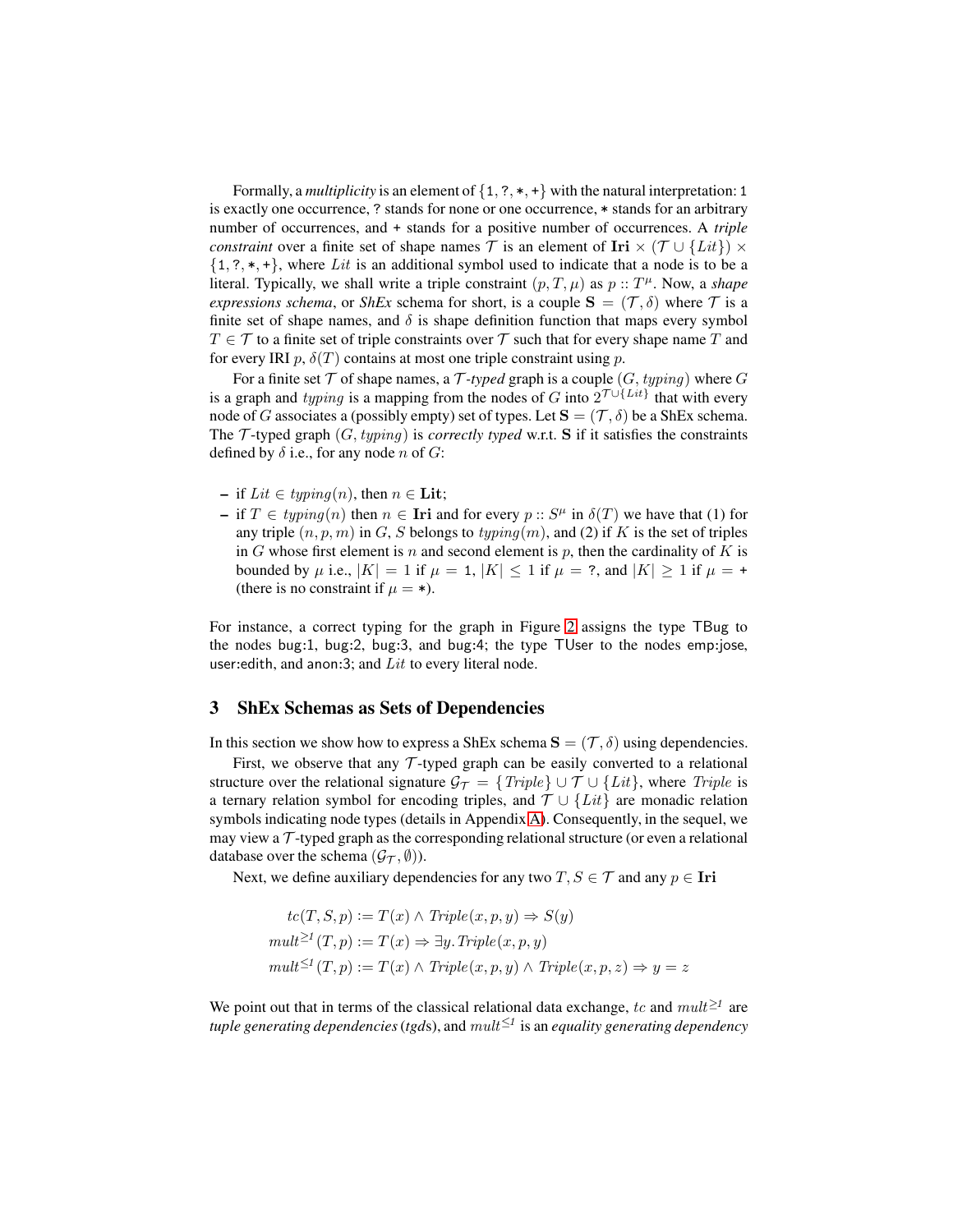Formally, a *multiplicity* is an element of $\{\texttt{1}, \texttt{?}, \texttt{*}, \texttt{+}\}$ with the natural interpretation: `1` is exactly one occurrence, `?` stands for none or one occurrence, `*` stands for an arbitrary number of occurrences, and `+` stands for a positive number of occurrences. A *triple constraint* over a finite set of shape names $\mathcal{T}$ is an element of $\mathbf{Iri} \times (\mathcal{T} \cup \{\mathit{Lit}\}) \times \{\texttt{1}, \texttt{?}, \texttt{*}, \texttt{+}\}$, where $\mathit{Lit}$ is an additional symbol used to indicate that a node is to be a literal. Typically, we shall write a triple constraint $(p, T, \mu)$ as $p :: T^{\mu}$. Now, a *shape expressions schema*, or *ShEx* schema for short, is a couple $\mathbf{S} = (\mathcal{T}, \delta)$ where $\mathcal{T}$ is a finite set of shape names, and $\delta$ is shape definition function that maps every symbol $T \in \mathcal{T}$ to a finite set of triple constraints over $\mathcal{T}$ such that for every shape name $T$ and for every IRI $p$, $\delta(T)$ contains at most one triple constraint using $p$.

For a finite set $\mathcal{T}$ of shape names, a $\mathcal{T}$*-typed* graph is a couple $(G, \mathit{typing})$ where $G$ is a graph and $\mathit{typing}$ is a mapping from the nodes of $G$ into $2^{\mathcal{T} \cup \{\mathit{Lit}\}}$ that with every node of $G$ associates a (possibly empty) set of types. Let $\mathbf{S} = (\mathcal{T}, \delta)$ be a ShEx schema. The $\mathcal{T}$-typed graph $(G, \mathit{typing})$ is *correctly typed* w.r.t. $\mathbf{S}$ if it satisfies the constraints defined by $\delta$ i.e., for any node $n$ of $G$:

- if $\mathit{Lit} \in \mathit{typing}(n)$, then $n \in \mathbf{Lit}$;
- if $T \in \mathit{typing}(n)$ then $n \in \mathbf{Iri}$ and for every $p :: S^{\mu}$ in $\delta(T)$ we have that (1) for any triple $(n, p, m)$ in $G$, $S$ belongs to $\mathit{typing}(m)$, and (2) if $K$ is the set of triples in $G$ whose first element is $n$ and second element is $p$, then the cardinality of $K$ is bounded by $\mu$ i.e., $|K| = 1$ if $\mu = \texttt{1}$, $|K| \leq 1$ if $\mu = \texttt{?}$, and $|K| \geq 1$ if $\mu = \texttt{+}$ (there is no constraint if $\mu = \texttt{*}$).

For instance, a correct typing for the graph in Figure 2 assigns the type TBug to the nodes bug:1, bug:2, bug:3, and bug:4; the type TUser to the nodes emp:jose, user:edith, and anon:3; and $\mathit{Lit}$ to every literal node.

## 3 ShEx Schemas as Sets of Dependencies

In this section we show how to express a ShEx schema $\mathbf{S} = (\mathcal{T}, \delta)$ using dependencies.

First, we observe that any $\mathcal{T}$-typed graph can be easily converted to a relational structure over the relational signature $\mathcal{G}_{\mathcal{T}} = \{\mathit{Triple}\} \cup \mathcal{T} \cup \{\mathit{Lit}\}$, where $\mathit{Triple}$ is a ternary relation symbol for encoding triples, and $\mathcal{T} \cup \{\mathit{Lit}\}$ are monadic relation symbols indicating node types (details in Appendix A). Consequently, in the sequel, we may view a $\mathcal{T}$-typed graph as the corresponding relational structure (or even a relational database over the schema $(\mathcal{G}_{\mathcal{T}}, \emptyset)$).

Next, we define auxiliary dependencies for any two $T, S \in \mathcal{T}$ and any $p \in \mathbf{Iri}$

$$
\begin{aligned}
tc(T, S, p) &:= T(x) \wedge \mathit{Triple}(x, p, y) \Rightarrow S(y) \\
\mathit{mult}^{\geq 1}(T, p) &:= T(x) \Rightarrow \exists y.\, \mathit{Triple}(x, p, y) \\
\mathit{mult}^{\leq 1}(T, p) &:= T(x) \wedge \mathit{Triple}(x, p, y) \wedge \mathit{Triple}(x, p, z) \Rightarrow y = z
\end{aligned}
$$

We point out that in terms of the classical relational data exchange, $tc$ and $\mathit{mult}^{\geq 1}$ are *tuple generating dependencies* (*tgd*s), and $\mathit{mult}^{\leq 1}$ is an *equality generating dependency*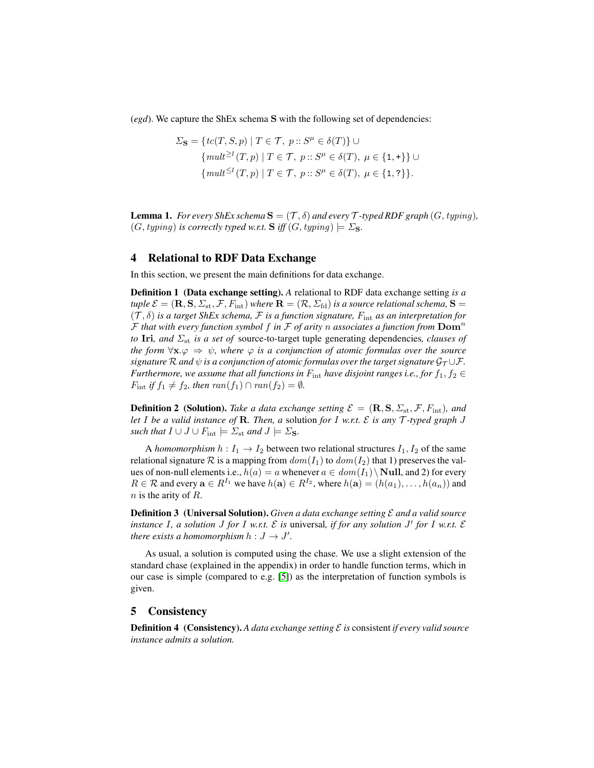(*egd*). We capture the ShEx schema $\mathbf{S}$ with the following set of dependencies:

$$
\begin{aligned}
\Sigma_{\mathbf{S}} = &\{tc(T, S, p) \mid T \in \mathcal{T},\ p :: S^{\mu} \in \delta(T)\} \cup \\
&\{mult^{\geq 1}(T, p) \mid T \in \mathcal{T},\ p :: S^{\mu} \in \delta(T),\ \mu \in \{\texttt{1}, \texttt{+}\}\} \cup \\
&\{mult^{\leq 1}(T, p) \mid T \in \mathcal{T},\ p :: S^{\mu} \in \delta(T),\ \mu \in \{\texttt{1}, \texttt{?}\}\}.
\end{aligned}
$$

**Lemma 1.** *For every ShEx schema $\mathbf{S} = (\mathcal{T}, \delta)$ and every $\mathcal{T}$-typed RDF graph $(G, typing)$, $(G, typing)$ is correctly typed w.r.t. $\mathbf{S}$ iff $(G, typing) \models \Sigma_{\mathbf{S}}$.*

## 4 Relational to RDF Data Exchange

In this section, we present the main definitions for data exchange.

**Definition 1 (Data exchange setting).** *A* relational to RDF data exchange setting *is a tuple $\mathcal{E} = (\mathbf{R}, \mathbf{S}, \Sigma_{\mathrm{st}}, \mathcal{F}, F_{\mathrm{int}})$ where $\mathbf{R} = (\mathcal{R}, \Sigma_{\mathrm{fd}})$ is a source relational schema, $\mathbf{S} = (\mathcal{T}, \delta)$ is a target ShEx schema, $\mathcal{F}$ is a function signature, $F_{\mathrm{int}}$ as an interpretation for $\mathcal{F}$ that with every function symbol $f$ in $\mathcal{F}$ of arity $n$ associates a function from $\mathbf{Dom}^n$ to $\mathbf{Iri}$, and $\Sigma_{\mathrm{st}}$ is a set of* source-to-target tuple generating dependencies*, clauses of the form $\forall \mathbf{x}.\varphi \Rightarrow \psi$, where $\varphi$ is a conjunction of atomic formulas over the source signature $\mathcal{R}$ and $\psi$ is a conjunction of atomic formulas over the target signature $\mathcal{G}_{\mathcal{T}} \cup \mathcal{F}$. Furthermore, we assume that all functions in $F_{\mathrm{int}}$ have disjoint ranges i.e., for $f_1, f_2 \in F_{\mathrm{int}}$ if $f_1 \neq f_2$, then $ran(f_1) \cap ran(f_2) = \emptyset$.*

**Definition 2 (Solution).** *Take a data exchange setting $\mathcal{E} = (\mathbf{R}, \mathbf{S}, \Sigma_{\mathrm{st}}, \mathcal{F}, F_{\mathrm{int}})$, and let $I$ be a valid instance of $\mathbf{R}$. Then, a* solution *for $I$ w.r.t. $\mathcal{E}$ is any $\mathcal{T}$-typed graph $J$ such that $I \cup J \cup F_{\mathrm{int}} \models \Sigma_{\mathrm{st}}$ and $J \models \Sigma_{\mathbf{S}}$.*

A *homomorphism* $h : I_1 \to I_2$ between two relational structures $I_1, I_2$ of the same relational signature $\mathcal{R}$ is a mapping from $dom(I_1)$ to $dom(I_2)$ that 1) preserves the values of non-null elements i.e., $h(a) = a$ whenever $a \in dom(I_1) \setminus \mathbf{Null}$, and 2) for every $R \in \mathcal{R}$ and every $\mathbf{a} \in R^{I_1}$ we have $h(\mathbf{a}) \in R^{I_2}$, where $h(\mathbf{a}) = (h(a_1), \ldots, h(a_n))$ and $n$ is the arity of $R$.

**Definition 3 (Universal Solution).** *Given a data exchange setting $\mathcal{E}$ and a valid source instance $I$, a solution $J$ for $I$ w.r.t. $\mathcal{E}$ is* universal*, if for any solution $J'$ for $I$ w.r.t. $\mathcal{E}$ there exists a homomorphism $h : J \to J'$.*

As usual, a solution is computed using the chase. We use a slight extension of the standard chase (explained in the appendix) in order to handle function terms, which in our case is simple (compared to e.g. [5]) as the interpretation of function symbols is given.

## 5 Consistency

**Definition 4 (Consistency).** *A data exchange setting $\mathcal{E}$ is* consistent *if every valid source instance admits a solution.*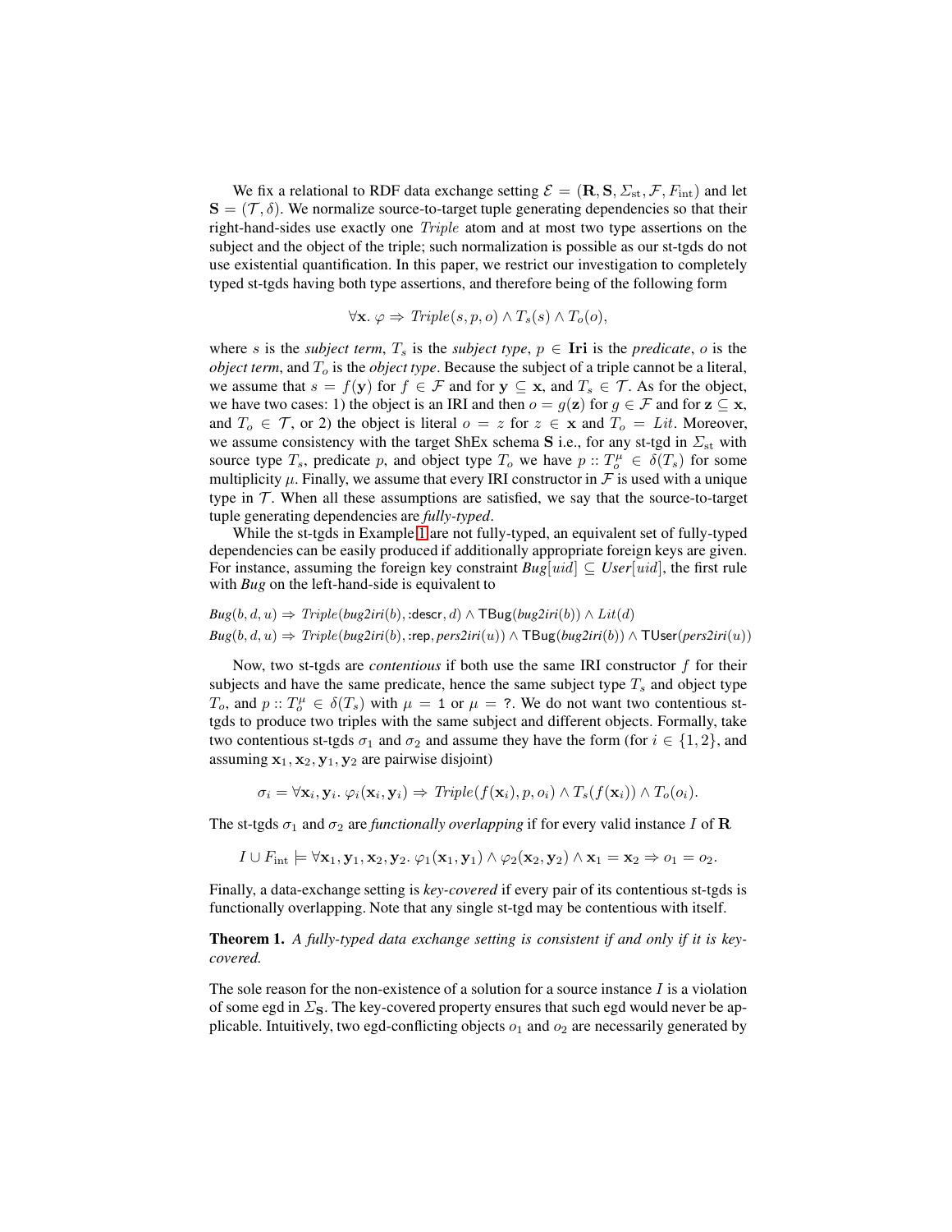We fix a relational to RDF data exchange setting $\mathcal{E} = (\mathbf{R}, \mathbf{S}, \Sigma_{\mathrm{st}}, \mathcal{F}, F_{\mathrm{int}})$ and let $\mathbf{S} = (\mathcal{T}, \delta)$. We normalize source-to-target tuple generating dependencies so that their right-hand-sides use exactly one *Triple* atom and at most two type assertions on the subject and the object of the triple; such normalization is possible as our st-tgds do not use existential quantification. In this paper, we restrict our investigation to completely typed st-tgds having both type assertions, and therefore being of the following form

$$\forall \mathbf{x}.\ \varphi \Rightarrow \mathit{Triple}(s, p, o) \wedge T_s(s) \wedge T_o(o),$$

where $s$ is the *subject term*, $T_s$ is the *subject type*, $p \in \mathbf{Iri}$ is the *predicate*, $o$ is the *object term*, and $T_o$ is the *object type*. Because the subject of a triple cannot be a literal, we assume that $s = f(\mathbf{y})$ for $f \in \mathcal{F}$ and for $\mathbf{y} \subseteq \mathbf{x}$, and $T_s \in \mathcal{T}$. As for the object, we have two cases: 1) the object is an IRI and then $o = g(\mathbf{z})$ for $g \in \mathcal{F}$ and for $\mathbf{z} \subseteq \mathbf{x}$, and $T_o \in \mathcal{T}$, or 2) the object is literal $o = z$ for $z \in \mathbf{x}$ and $T_o = \mathit{Lit}$. Moreover, we assume consistency with the target ShEx schema $\mathbf{S}$ i.e., for any st-tgd in $\Sigma_{\mathrm{st}}$ with source type $T_s$, predicate $p$, and object type $T_o$ we have $p :: T_o^{\mu} \in \delta(T_s)$ for some multiplicity $\mu$. Finally, we assume that every IRI constructor in $\mathcal{F}$ is used with a unique type in $\mathcal{T}$. When all these assumptions are satisfied, we say that the source-to-target tuple generating dependencies are *fully-typed*.

While the st-tgds in Example 1 are not fully-typed, an equivalent set of fully-typed dependencies can be easily produced if additionally appropriate foreign keys are given. For instance, assuming the foreign key constraint $\mathit{Bug}[uid] \subseteq \mathit{User}[uid]$, the first rule with *Bug* on the left-hand-side is equivalent to

$$\mathit{Bug}(b, d, u) \Rightarrow \mathit{Triple}(\mathit{bug2iri}(b), \text{:descr}, d) \wedge \mathsf{TBug}(\mathit{bug2iri}(b)) \wedge \mathit{Lit}(d)$$
$$\mathit{Bug}(b, d, u) \Rightarrow \mathit{Triple}(\mathit{bug2iri}(b), \text{:rep}, \mathit{pers2iri}(u)) \wedge \mathsf{TBug}(\mathit{bug2iri}(b)) \wedge \mathsf{TUser}(\mathit{pers2iri}(u))$$

Now, two st-tgds are *contentious* if both use the same IRI constructor $f$ for their subjects and have the same predicate, hence the same subject type $T_s$ and object type $T_o$, and $p :: T_o^{\mu} \in \delta(T_s)$ with $\mu = \mathtt{1}$ or $\mu = \mathtt{?}$. We do not want two contentious st-tgds to produce two triples with the same subject and different objects. Formally, take two contentious st-tgds $\sigma_1$ and $\sigma_2$ and assume they have the form (for $i \in \{1, 2\}$, and assuming $\mathbf{x}_1, \mathbf{x}_2, \mathbf{y}_1, \mathbf{y}_2$ are pairwise disjoint)

$$\sigma_i = \forall \mathbf{x}_i, \mathbf{y}_i.\ \varphi_i(\mathbf{x}_i, \mathbf{y}_i) \Rightarrow \mathit{Triple}(f(\mathbf{x}_i), p, o_i) \wedge T_s(f(\mathbf{x}_i)) \wedge T_o(o_i).$$

The st-tgds $\sigma_1$ and $\sigma_2$ are *functionally overlapping* if for every valid instance $I$ of $\mathbf{R}$

$$I \cup F_{\mathrm{int}} \models \forall \mathbf{x}_1, \mathbf{y}_1, \mathbf{x}_2, \mathbf{y}_2.\ \varphi_1(\mathbf{x}_1, \mathbf{y}_1) \wedge \varphi_2(\mathbf{x}_2, \mathbf{y}_2) \wedge \mathbf{x}_1 = \mathbf{x}_2 \Rightarrow o_1 = o_2.$$

Finally, a data-exchange setting is *key-covered* if every pair of its contentious st-tgds is functionally overlapping. Note that any single st-tgd may be contentious with itself.

**Theorem 1.** *A fully-typed data exchange setting is consistent if and only if it is key-covered.*

The sole reason for the non-existence of a solution for a source instance $I$ is a violation of some egd in $\Sigma_{\mathbf{S}}$. The key-covered property ensures that such egd would never be applicable. Intuitively, two egd-conflicting objects $o_1$ and $o_2$ are necessarily generated by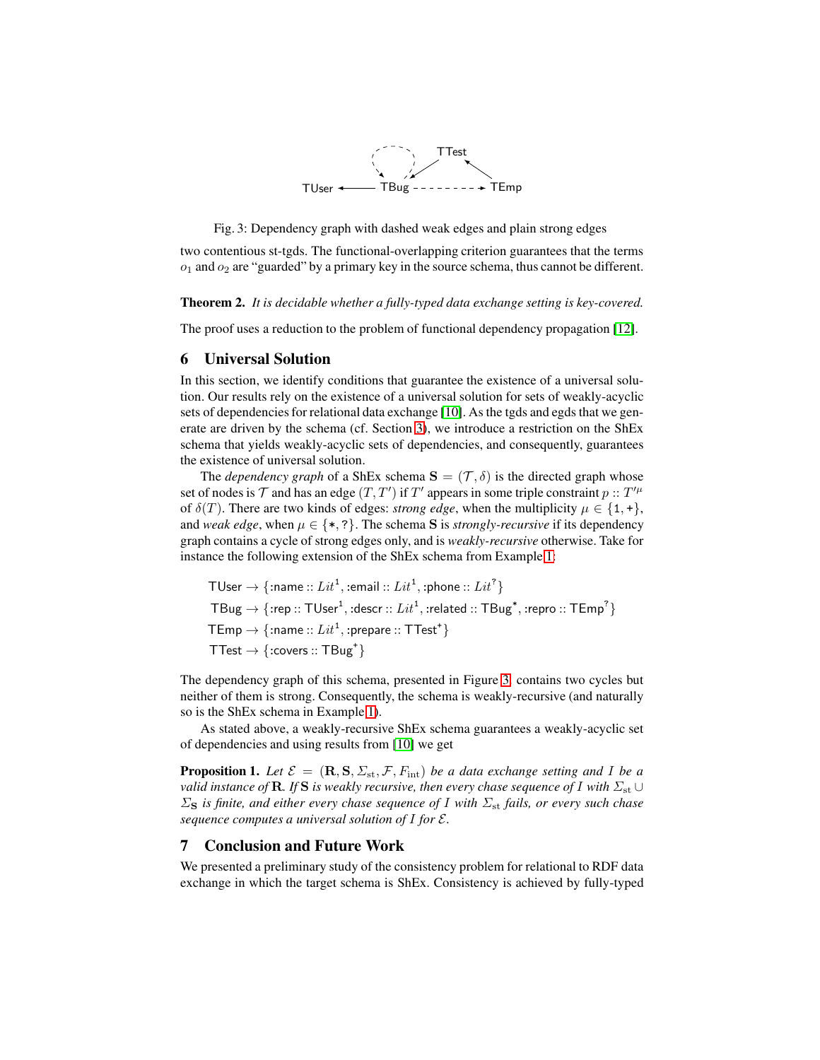Fig. 3: Dependency graph with dashed weak edges and plain strong edges

two contentious st-tgds. The functional-overlapping criterion guarantees that the terms $o_1$ and $o_2$ are "guarded" by a primary key in the source schema, thus cannot be different.

**Theorem 2.** *It is decidable whether a fully-typed data exchange setting is key-covered.*

The proof uses a reduction to the problem of functional dependency propagation [12].

## 6 Universal Solution

In this section, we identify conditions that guarantee the existence of a universal solution. Our results rely on the existence of a universal solution for sets of weakly-acyclic sets of dependencies for relational data exchange [10]. As the tgds and egds that we generate are driven by the schema (cf. Section 3), we introduce a restriction on the ShEx schema that yields weakly-acyclic sets of dependencies, and consequently, guarantees the existence of universal solution.

The *dependency graph* of a ShEx schema $\mathbf{S} = (\mathcal{T}, \delta)$ is the directed graph whose set of nodes is $\mathcal{T}$ and has an edge $(T, T')$ if $T'$ appears in some triple constraint $p :: T'^{\mu}$ of $\delta(T)$. There are two kinds of edges: *strong edge*, when the multiplicity $\mu \in \{1, +\}$, and *weak edge*, when $\mu \in \{*, ?\}$. The schema $\mathbf{S}$ is *strongly-recursive* if its dependency graph contains a cycle of strong edges only, and is *weakly-recursive* otherwise. Take for instance the following extension of the ShEx schema from Example 1:

$$\mathsf{TUser} \rightarrow \{\mathsf{:name} :: Lit^{1}, \mathsf{:email} :: Lit^{1}, \mathsf{:phone} :: Lit^{?}\}$$
$$\mathsf{TBug} \rightarrow \{\mathsf{:rep} :: \mathsf{TUser}^{1}, \mathsf{:descr} :: Lit^{1}, \mathsf{:related} :: \mathsf{TBug}^{*}, \mathsf{:repro} :: \mathsf{TEmp}^{?}\}$$
$$\mathsf{TEmp} \rightarrow \{\mathsf{:name} :: Lit^{1}, \mathsf{:prepare} :: \mathsf{TTest}^{+}\}$$
$$\mathsf{TTest} \rightarrow \{\mathsf{:covers} :: \mathsf{TBug}^{+}\}$$

The dependency graph of this schema, presented in Figure 3, contains two cycles but neither of them is strong. Consequently, the schema is weakly-recursive (and naturally so is the ShEx schema in Example 1).

As stated above, a weakly-recursive ShEx schema guarantees a weakly-acyclic set of dependencies and using results from [10] we get

**Proposition 1.** *Let $\mathcal{E} = (\mathbf{R}, \mathbf{S}, \Sigma_{\mathrm{st}}, \mathcal{F}, F_{\mathrm{int}})$ be a data exchange setting and $I$ be a valid instance of $\mathbf{R}$. If $\mathbf{S}$ is weakly recursive, then every chase sequence of $I$ with $\Sigma_{\mathrm{st}} \cup \Sigma_{\mathbf{S}}$ is finite, and either every chase sequence of $I$ with $\Sigma_{\mathrm{st}}$ fails, or every such chase sequence computes a universal solution of $I$ for $\mathcal{E}$.*

## 7 Conclusion and Future Work

We presented a preliminary study of the consistency problem for relational to RDF data exchange in which the target schema is ShEx. Consistency is achieved by fully-typed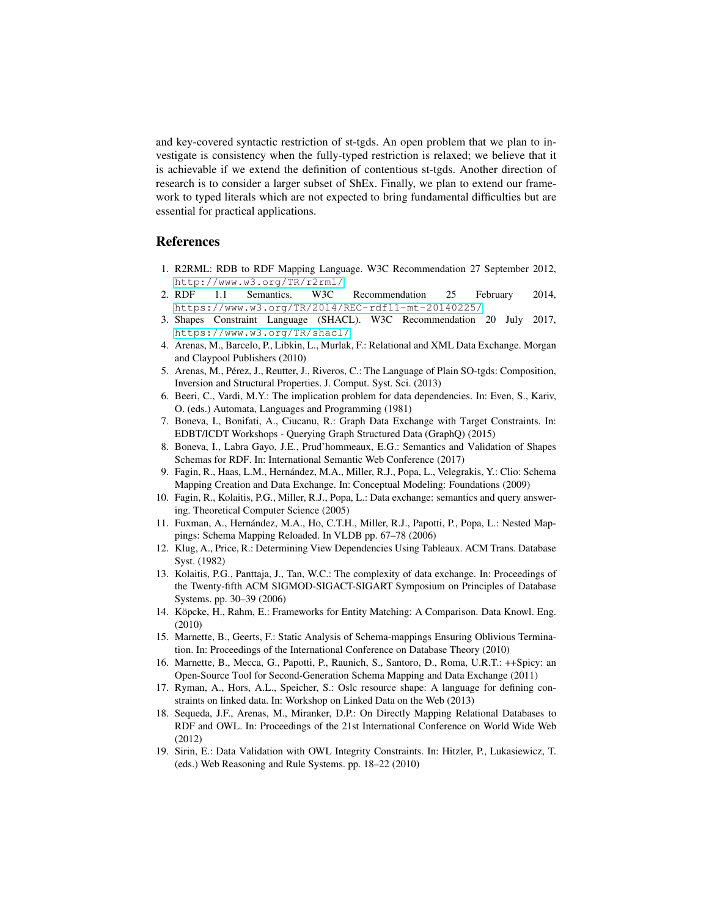and key-covered syntactic restriction of st-tgds. An open problem that we plan to investigate is consistency when the fully-typed restriction is relaxed; we believe that it is achievable if we extend the definition of contentious st-tgds. Another direction of research is to consider a larger subset of ShEx. Finally, we plan to extend our framework to typed literals which are not expected to bring fundamental difficulties but are essential for practical applications.

## References

1. R2RML: RDB to RDF Mapping Language. W3C Recommendation 27 September 2012, http://www.w3.org/TR/r2rml/
2. RDF 1.1 Semantics. W3C Recommendation 25 February 2014, https://www.w3.org/TR/2014/REC-rdf11-mt-20140225/
3. Shapes Constraint Language (SHACL). W3C Recommendation 20 July 2017, https://www.w3.org/TR/shacl/
4. Arenas, M., Barcelo, P., Libkin, L., Murlak, F.: Relational and XML Data Exchange. Morgan and Claypool Publishers (2010)
5. Arenas, M., Pérez, J., Reutter, J., Riveros, C.: The Language of Plain SO-tgds: Composition, Inversion and Structural Properties. J. Comput. Syst. Sci. (2013)
6. Beeri, C., Vardi, M.Y.: The implication problem for data dependencies. In: Even, S., Kariv, O. (eds.) Automata, Languages and Programming (1981)
7. Boneva, I., Bonifati, A., Ciucanu, R.: Graph Data Exchange with Target Constraints. In: EDBT/ICDT Workshops - Querying Graph Structured Data (GraphQ) (2015)
8. Boneva, I., Labra Gayo, J.E., Prud'hommeaux, E.G.: Semantics and Validation of Shapes Schemas for RDF. In: International Semantic Web Conference (2017)
9. Fagin, R., Haas, L.M., Hernández, M.A., Miller, R.J., Popa, L., Velegrakis, Y.: Clio: Schema Mapping Creation and Data Exchange. In: Conceptual Modeling: Foundations (2009)
10. Fagin, R., Kolaitis, P.G., Miller, R.J., Popa, L.: Data exchange: semantics and query answering. Theoretical Computer Science (2005)
11. Fuxman, A., Hernández, M.A., Ho, C.T.H., Miller, R.J., Papotti, P., Popa, L.: Nested Mappings: Schema Mapping Reloaded. In VLDB pp. 67–78 (2006)
12. Klug, A., Price, R.: Determining View Dependencies Using Tableaux. ACM Trans. Database Syst. (1982)
13. Kolaitis, P.G., Panttaja, J., Tan, W.C.: The complexity of data exchange. In: Proceedings of the Twenty-fifth ACM SIGMOD-SIGACT-SIGART Symposium on Principles of Database Systems. pp. 30–39 (2006)
14. Köpcke, H., Rahm, E.: Frameworks for Entity Matching: A Comparison. Data Knowl. Eng. (2010)
15. Marnette, B., Geerts, F.: Static Analysis of Schema-mappings Ensuring Oblivious Termination. In: Proceedings of the International Conference on Database Theory (2010)
16. Marnette, B., Mecca, G., Papotti, P., Raunich, S., Santoro, D., Roma, U.R.T.: ++Spicy: an Open-Source Tool for Second-Generation Schema Mapping and Data Exchange (2011)
17. Ryman, A., Hors, A.L., Speicher, S.: Oslc resource shape: A language for defining constraints on linked data. In: Workshop on Linked Data on the Web (2013)
18. Sequeda, J.F., Arenas, M., Miranker, D.P.: On Directly Mapping Relational Databases to RDF and OWL. In: Proceedings of the 21st International Conference on World Wide Web (2012)
19. Sirin, E.: Data Validation with OWL Integrity Constraints. In: Hitzler, P., Lukasiewicz, T. (eds.) Web Reasoning and Rule Systems. pp. 18–22 (2010)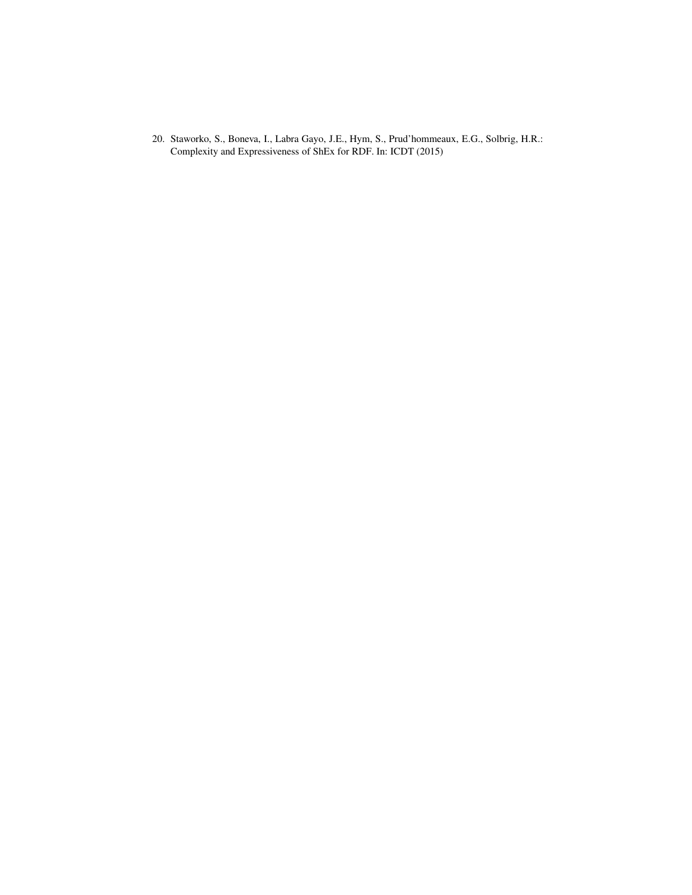20. Staworko, S., Boneva, I., Labra Gayo, J.E., Hym, S., Prud'hommeaux, E.G., Solbrig, H.R.: Complexity and Expressiveness of ShEx for RDF. In: ICDT (2015)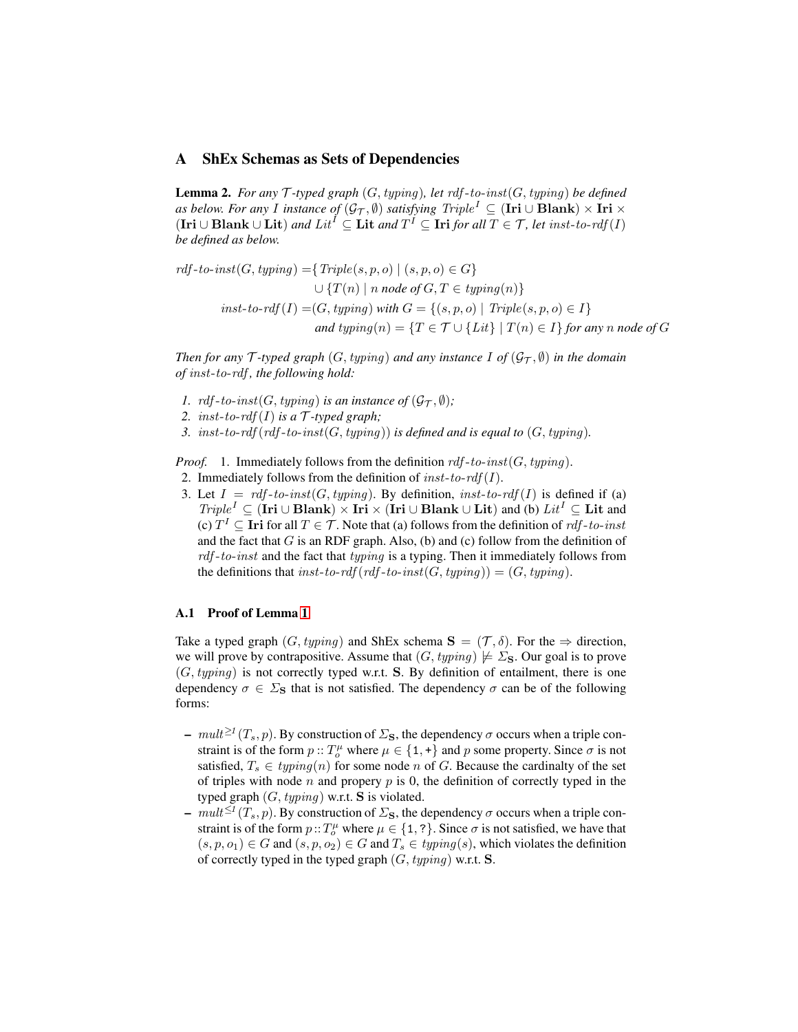## A ShEx Schemas as Sets of Dependencies

**Lemma 2.** *For any $\mathcal{T}$-typed graph $(G, typing)$, let $rdf\text{-}to\text{-}inst(G, typing)$ be defined as below. For any $I$ instance of $(\mathcal{G}_\mathcal{T}, \emptyset)$ satisfying $Triple^I \subseteq (\mathbf{Iri} \cup \mathbf{Blank}) \times \mathbf{Iri} \times (\mathbf{Iri} \cup \mathbf{Blank} \cup \mathbf{Lit})$ and $Lit^I \subseteq \mathbf{Lit}$ and $T^I \subseteq \mathbf{Iri}$ for all $T \in \mathcal{T}$, let $inst\text{-}to\text{-}rdf(I)$ be defined as below.*

$$
\begin{aligned}
rdf\text{-}to\text{-}inst(G, typing) = &\{ Triple(s, p, o) \mid (s, p, o) \in G \} \\
&\cup \{ T(n) \mid n \text{ node of } G, T \in typing(n) \} \\
inst\text{-}to\text{-}rdf(I) = &(G, typing) \text{ with } G = \{ (s, p, o) \mid Triple(s, p, o) \in I \} \\
&\text{and } typing(n) = \{ T \in \mathcal{T} \cup \{Lit\} \mid T(n) \in I \} \text{ for any } n \text{ node of } G
\end{aligned}
$$

*Then for any $\mathcal{T}$-typed graph $(G, typing)$ and any instance $I$ of $(\mathcal{G}_\mathcal{T}, \emptyset)$ in the domain of $inst\text{-}to\text{-}rdf$, the following hold:*

1. *$rdf\text{-}to\text{-}inst(G, typing)$ is an instance of $(\mathcal{G}_\mathcal{T}, \emptyset)$;*
2. *$inst\text{-}to\text{-}rdf(I)$ is a $\mathcal{T}$-typed graph;*
3. *$inst\text{-}to\text{-}rdf(rdf\text{-}to\text{-}inst(G, typing))$ is defined and is equal to $(G, typing)$.*

*Proof.*
1. Immediately follows from the definition $rdf\text{-}to\text{-}inst(G, typing)$.
2. Immediately follows from the definition of $inst\text{-}to\text{-}rdf(I)$.
3. Let $I = rdf\text{-}to\text{-}inst(G, typing)$. By definition, $inst\text{-}to\text{-}rdf(I)$ is defined if (a) $Triple^I \subseteq (\mathbf{Iri} \cup \mathbf{Blank}) \times \mathbf{Iri} \times (\mathbf{Iri} \cup \mathbf{Blank} \cup \mathbf{Lit})$ and (b) $Lit^I \subseteq \mathbf{Lit}$ and (c) $T^I \subseteq \mathbf{Iri}$ for all $T \in \mathcal{T}$. Note that (a) follows from the definition of $rdf\text{-}to\text{-}inst$ and the fact that $G$ is an RDF graph. Also, (b) and (c) follow from the definition of $rdf\text{-}to\text{-}inst$ and the fact that $typing$ is a typing. Then it immediately follows from the definitions that $inst\text{-}to\text{-}rdf(rdf\text{-}to\text{-}inst(G, typing)) = (G, typing)$.

### A.1 Proof of Lemma 1

Take a typed graph $(G, typing)$ and ShEx schema $\mathbf{S} = (\mathcal{T}, \delta)$. For the $\Rightarrow$ direction, we will prove by contrapositive. Assume that $(G, typing) \not\models \Sigma_\mathbf{S}$. Our goal is to prove $(G, typing)$ is not correctly typed w.r.t. $\mathbf{S}$. By definition of entailment, there is one dependency $\sigma \in \Sigma_\mathbf{S}$ that is not satisfied. The dependency $\sigma$ can be of the following forms:

- $mult^{\geq 1}(T_s, p)$. By construction of $\Sigma_\mathbf{S}$, the dependency $\sigma$ occurs when a triple constraint is of the form $p :: T_o^\mu$ where $\mu \in \{\texttt{1}, \texttt{+}\}$ and $p$ some property. Since $\sigma$ is not satisfied, $T_s \in typing(n)$ for some node $n$ of $G$. Because the cardinalty of the set of triples with node $n$ and propery $p$ is 0, the definition of correctly typed in the typed graph $(G, typing)$ w.r.t. $\mathbf{S}$ is violated.
- $mult^{\leq 1}(T_s, p)$. By construction of $\Sigma_\mathbf{S}$, the dependency $\sigma$ occurs when a triple constraint is of the form $p :: T_o^\mu$ where $\mu \in \{\texttt{1}, \texttt{?}\}$. Since $\sigma$ is not satisfied, we have that $(s, p, o_1) \in G$ and $(s, p, o_2) \in G$ and $T_s \in typing(s)$, which violates the definition of correctly typed in the typed graph $(G, typing)$ w.r.t. $\mathbf{S}$.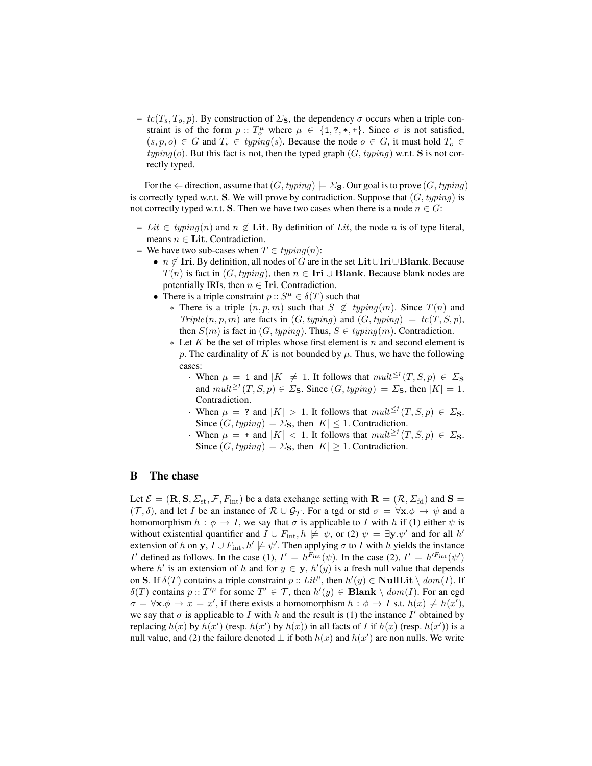- $tc(T_s, T_o, p)$. By construction of $\Sigma_{\mathbf{S}}$, the dependency $\sigma$ occurs when a triple constraint is of the form $p :: T_o^{\mu}$ where $\mu \in \{\mathtt{1}, \mathtt{?}, \mathtt{*}, \mathtt{+}\}$. Since $\sigma$ is not satisfied, $(s, p, o) \in G$ and $T_s \in typing(s)$. Because the node $o \in G$, it must hold $T_o \in typing(o)$. But this fact is not, then the typed graph $(G, typing)$ w.r.t. $\mathbf{S}$ is not correctly typed.

For the $\Leftarrow$ direction, assume that $(G, typing) \models \Sigma_{\mathbf{S}}$. Our goal is to prove $(G, typing)$ is correctly typed w.r.t. $\mathbf{S}$. We will prove by contradiction. Suppose that $(G, typing)$ is not correctly typed w.r.t. $\mathbf{S}$. Then we have two cases when there is a node $n \in G$:

- $Lit \in typing(n)$ and $n \notin \mathbf{Lit}$. By definition of $Lit$, the node $n$ is of type literal, means $n \in \mathbf{Lit}$. Contradiction.
- We have two sub-cases when $T \in typing(n)$:
  - $n \notin \mathbf{Iri}$. By definition, all nodes of $G$ are in the set $\mathbf{Lit} \cup \mathbf{Iri} \cup \mathbf{Blank}$. Because $T(n)$ is fact in $(G, typing)$, then $n \in \mathbf{Iri} \cup \mathbf{Blank}$. Because blank nodes are potentially IRIs, then $n \in \mathbf{Iri}$. Contradiction.
  - There is a triple constraint $p :: S^{\mu} \in \delta(T)$ such that
    - There is a triple $(n, p, m)$ such that $S \notin typing(m)$. Since $T(n)$ and $Triple(n, p, m)$ are facts in $(G, typing)$ and $(G, typing) \models tc(T, S, p)$, then $S(m)$ is fact in $(G, typing)$. Thus, $S \in typing(m)$. Contradiction.
    - Let $K$ be the set of triples whose first element is $n$ and second element is $p$. The cardinality of $K$ is not bounded by $\mu$. Thus, we have the following cases:
      - When $\mu = \mathtt{1}$ and $|K| \neq 1$. It follows that $mult^{\leq 1}(T, S, p) \in \Sigma_{\mathbf{S}}$ and $mult^{\geq 1}(T, S, p) \in \Sigma_{\mathbf{S}}$. Since $(G, typing) \models \Sigma_{\mathbf{S}}$, then $|K| = 1$. Contradiction.
      - When $\mu = \mathtt{?}$ and $|K| > 1$. It follows that $mult^{\leq 1}(T, S, p) \in \Sigma_{\mathbf{S}}$. Since $(G, typing) \models \Sigma_{\mathbf{S}}$, then $|K| \leq 1$. Contradiction.
      - When $\mu = \mathtt{+}$ and $|K| < 1$. It follows that $mult^{\geq 1}(T, S, p) \in \Sigma_{\mathbf{S}}$. Since $(G, typing) \models \Sigma_{\mathbf{S}}$, then $|K| \geq 1$. Contradiction.

## B The chase

Let $\mathcal{E} = (\mathbf{R}, \mathbf{S}, \Sigma_{\mathrm{st}}, \mathcal{F}, F_{\mathrm{int}})$ be a data exchange setting with $\mathbf{R} = (\mathcal{R}, \Sigma_{\mathrm{fd}})$ and $\mathbf{S} = (\mathcal{T}, \delta)$, and let $I$ be an instance of $\mathcal{R} \cup \mathcal{G}_{\mathcal{T}}$. For a tgd or std $\sigma = \forall \mathbf{x}.\phi \rightarrow \psi$ and a homomorphism $h : \phi \rightarrow I$, we say that $\sigma$ is applicable to $I$ with $h$ if (1) either $\psi$ is without existential quantifier and $I \cup F_{\mathrm{int}}, h \not\models \psi$, or (2) $\psi = \exists \mathbf{y}.\psi'$ and for all $h'$ extension of $h$ on $\mathbf{y}$, $I \cup F_{\mathrm{int}}, h' \not\models \psi'$. Then applying $\sigma$ to $I$ with $h$ yields the instance $I'$ defined as follows. In the case (1), $I' = h^{F_{\mathrm{int}}}(\psi)$. In the case (2), $I' = h'^{F_{\mathrm{int}}}(\psi')$ where $h'$ is an extension of $h$ and for $y \in \mathbf{y}$, $h'(y)$ is a fresh null value that depends on $\mathbf{S}$. If $\delta(T)$ contains a triple constraint $p :: Lit^{\mu}$, then $h'(y) \in \mathbf{NullLit} \setminus dom(I)$. If $\delta(T)$ contains $p :: T'^{\mu}$ for some $T' \in \mathcal{T}$, then $h'(y) \in \mathbf{Blank} \setminus dom(I)$. For an egd $\sigma = \forall \mathbf{x}.\phi \rightarrow x = x'$, if there exists a homomorphism $h : \phi \rightarrow I$ s.t. $h(x) \neq h(x')$, we say that $\sigma$ is applicable to $I$ with $h$ and the result is (1) the instance $I'$ obtained by replacing $h(x)$ by $h(x')$ (resp. $h(x')$ by $h(x)$) in all facts of $I$ if $h(x)$ (resp. $h(x')$) is a null value, and (2) the failure denoted $\perp$ if both $h(x)$ and $h(x')$ are non nulls. We write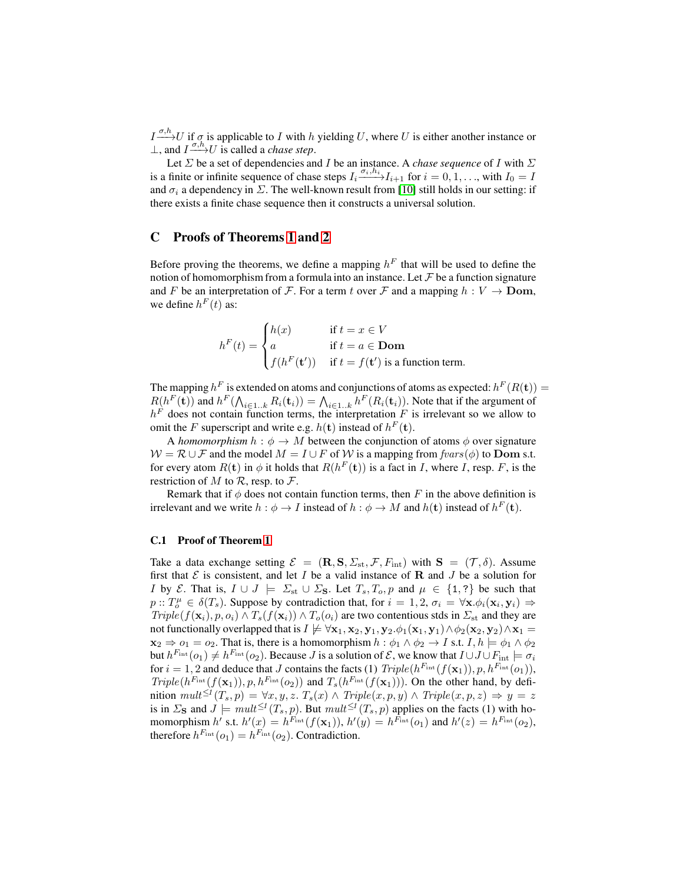$I \xrightarrow{\sigma,h} U$ if $\sigma$ is applicable to $I$ with $h$ yielding $U$, where $U$ is either another instance or $\bot$, and $I \xrightarrow{\sigma,h} U$ is called a *chase step*.

Let $\Sigma$ be a set of dependencies and $I$ be an instance. A *chase sequence* of $I$ with $\Sigma$ is a finite or infinite sequence of chase steps $I_i \xrightarrow{\sigma_i,h_i} I_{i+1}$ for $i = 0, 1, \ldots$, with $I_0 = I$ and $\sigma_i$ a dependency in $\Sigma$. The well-known result from [10] still holds in our setting: if there exists a finite chase sequence then it constructs a universal solution.

## C Proofs of Theorems 1 and 2

Before proving the theorems, we define a mapping $h^F$ that will be used to define the notion of homomorphism from a formula into an instance. Let $\mathcal{F}$ be a function signature and $F$ be an interpretation of $\mathcal{F}$. For a term $t$ over $\mathcal{F}$ and a mapping $h : V \to \mathbf{Dom}$, we define $h^F(t)$ as:

$$h^F(t) = \begin{cases} h(x) & \text{if } t = x \in V \\ a & \text{if } t = a \in \mathbf{Dom} \\ f(h^F(\mathbf{t}')) & \text{if } t = f(\mathbf{t}') \text{ is a function term.} \end{cases}$$

The mapping $h^F$ is extended on atoms and conjunctions of atoms as expected: $h^F(R(\mathbf{t})) = R(h^F(\mathbf{t}))$ and $h^F(\bigwedge_{i \in 1..k} R_i(\mathbf{t}_i)) = \bigwedge_{i \in 1..k} h^F(R_i(\mathbf{t}_i))$. Note that if the argument of $h^F$ does not contain function terms, the interpretation $F$ is irrelevant so we allow to omit the $F$ superscript and write e.g. $h(\mathbf{t})$ instead of $h^F(\mathbf{t})$.

A *homomorphism* $h : \phi \to M$ between the conjunction of atoms $\phi$ over signature $\mathcal{W} = \mathcal{R} \cup \mathcal{F}$ and the model $M = I \cup F$ of $\mathcal{W}$ is a mapping from $\mathit{fvars}(\phi)$ to $\mathbf{Dom}$ s.t. for every atom $R(\mathbf{t})$ in $\phi$ it holds that $R(h^F(\mathbf{t}))$ is a fact in $I$, where $I$, resp. $F$, is the restriction of $M$ to $\mathcal{R}$, resp. to $\mathcal{F}$.

Remark that if $\phi$ does not contain function terms, then $F$ in the above definition is irrelevant and we write $h : \phi \to I$ instead of $h : \phi \to M$ and $h(\mathbf{t})$ instead of $h^F(\mathbf{t})$.

### C.1 Proof of Theorem 1

Take a data exchange setting $\mathcal{E} = (\mathbf{R}, \mathbf{S}, \Sigma_{\text{st}}, \mathcal{F}, F_{\text{int}})$ with $\mathbf{S} = (\mathcal{T}, \delta)$. Assume first that $\mathcal{E}$ is consistent, and let $I$ be a valid instance of $\mathbf{R}$ and $J$ be a solution for $I$ by $\mathcal{E}$. That is, $I \cup J \models \Sigma_{\text{st}} \cup \Sigma_{\mathbf{S}}$. Let $T_s, T_o, p$ and $\mu \in \{1, ?\}$ be such that $p :: T_o^{\mu} \in \delta(T_s)$. Suppose by contradiction that, for $i = 1, 2$, $\sigma_i = \forall \mathbf{x}.\phi_i(\mathbf{x}_i, \mathbf{y}_i) \Rightarrow \mathit{Triple}(f(\mathbf{x}_i), p, o_i) \wedge T_s(f(\mathbf{x}_i)) \wedge T_o(o_i)$ are two contentious stds in $\Sigma_{\text{st}}$ and they are not functionally overlapped that is $I \not\models \forall \mathbf{x}_1, \mathbf{x}_2, \mathbf{y}_1, \mathbf{y}_2 . \phi_1(\mathbf{x}_1, \mathbf{y}_1) \wedge \phi_2(\mathbf{x}_2, \mathbf{y}_2) \wedge \mathbf{x}_1 = \mathbf{x}_2 \Rightarrow o_1 = o_2$. That is, there is a homomorphism $h : \phi_1 \wedge \phi_2 \to I$ s.t. $I, h \models \phi_1 \wedge \phi_2$ but $h^{F_{\text{int}}}(o_1) \neq h^{F_{\text{int}}}(o_2)$. Because $J$ is a solution of $\mathcal{E}$, we know that $I \cup J \cup F_{\text{int}} \models \sigma_i$ for $i = 1, 2$ and deduce that $J$ contains the facts (1) $\mathit{Triple}(h^{F_{\text{int}}}(f(\mathbf{x}_1)), p, h^{F_{\text{int}}}(o_1))$, $\mathit{Triple}(h^{F_{\text{int}}}(f(\mathbf{x}_1)), p, h^{F_{\text{int}}}(o_2))$ and $T_s(h^{F_{\text{int}}}(f(\mathbf{x}_1)))$. On the other hand, by definition $\mathit{mult}^{\leq 1}(T_s, p) = \forall x, y, z.\ T_s(x) \wedge \mathit{Triple}(x, p, y) \wedge \mathit{Triple}(x, p, z) \Rightarrow y = z$ is in $\Sigma_{\mathbf{S}}$ and $J \models \mathit{mult}^{\leq 1}(T_s, p)$. But $\mathit{mult}^{\leq 1}(T_s, p)$ applies on the facts (1) with homomorphism $h'$ s.t. $h'(x) = h^{F_{\text{int}}}(f(\mathbf{x}_1))$, $h'(y) = h^{F_{\text{int}}}(o_1)$ and $h'(z) = h^{F_{\text{int}}}(o_2)$, therefore $h^{F_{\text{int}}}(o_1) = h^{F_{\text{int}}}(o_2)$. Contradiction.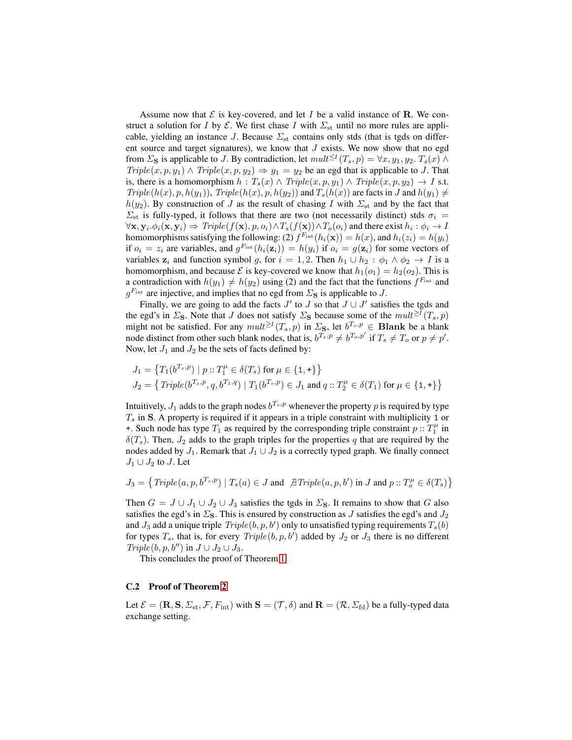Assume now that $\mathcal{E}$ is key-covered, and let $I$ be a valid instance of $\mathbf{R}$. We construct a solution for $I$ by $\mathcal{E}$. We first chase $I$ with $\Sigma_{\mathrm{st}}$ until no more rules are applicable, yielding an instance $J$. Because $\Sigma_{\mathrm{st}}$ contains only stds (that is tgds on different source and target signatures), we know that $J$ exists. We now show that no egd from $\Sigma_{\mathbf{S}}$ is applicable to $J$. By contradiction, let $mult^{\leq 1}(T_s, p) = \forall x, y_1, y_2.\, T_s(x) \wedge \mathit{Triple}(x, p, y_1) \wedge \mathit{Triple}(x, p, y_2) \Rightarrow y_1 = y_2$ be an egd that is applicable to $J$. That is, there is a homomorphism $h : T_s(x) \wedge \mathit{Triple}(x, p, y_1) \wedge \mathit{Triple}(x, p, y_2) \to I$ s.t. $\mathit{Triple}(h(x), p, h(y_1))$, $\mathit{Triple}(h(x), p, h(y_2))$ and $T_s(h(x))$ are facts in $J$ and $h(y_1) \neq h(y_2)$. By construction of $J$ as the result of chasing $I$ with $\Sigma_{\mathrm{st}}$ and by the fact that $\Sigma_{\mathrm{st}}$ is fully-typed, it follows that there are two (not necessarily distinct) stds $\sigma_i = \forall \mathbf{x}, \mathbf{y}_i.\phi_i(\mathbf{x}, \mathbf{y}_i) \Rightarrow \mathit{Triple}(f(\mathbf{x}), p, o_i) \wedge T_s(f(\mathbf{x})) \wedge T_o(o_i)$ and there exist $h_i : \phi_i \to I$ homomorphisms satisfying the following: (2) $f^{F_{\mathrm{int}}}(h_i(\mathbf{x})) = h(x)$, and $h_i(z_i) = h(y_i)$ if $o_i = z_i$ are variables, and $g^{F_{\mathrm{int}}}(h_i(\mathbf{z}_i)) = h(y_i)$ if $o_i = g(\mathbf{z}_i)$ for some vectors of variables $\mathbf{z}_i$ and function symbol $g$, for $i = 1, 2$. Then $h_1 \cup h_2 : \phi_1 \wedge \phi_2 \to I$ is a homomorphism, and because $\mathcal{E}$ is key-covered we know that $h_1(o_1) = h_2(o_2)$. This is a contradiction with $h(y_1) \neq h(y_2)$ using (2) and the fact that the functions $f^{F_{\mathrm{int}}}$ and $g^{F_{\mathrm{int}}}$ are injective, and implies that no egd from $\Sigma_{\mathbf{S}}$ is applicable to $J$.

Finally, we are going to add the facts $J'$ to $J$ so that $J \cup J'$ satisfies the tgds and the egd's in $\Sigma_{\mathbf{S}}$. Note that $J$ does not satisfy $\Sigma_{\mathbf{S}}$ because some of the $mult^{\geq 1}(T_s, p)$ might not be satisfied. For any $mult^{\geq 1}(T_s, p)$ in $\Sigma_{\mathbf{S}}$, let $b^{T_s,p} \in \mathbf{Blank}$ be a blank node distinct from other such blank nodes, that is, $b^{T_s,p} \neq b^{T_o,p'}$ if $T_s \neq T_o$ or $p \neq p'$. Now, let $J_1$ and $J_2$ be the sets of facts defined by:

$$J_1 = \left\{ T_1(b^{T_s,p}) \mid p :: T_1^{\mu} \in \delta(T_s) \text{ for } \mu \in \{\mathtt{1}, \mathtt{+}\} \right\}$$
$$J_2 = \left\{ \mathit{Triple}(b^{T_s,p}, q, b^{T_1,q}) \mid T_1(b^{T_s,p}) \in J_1 \text{ and } q :: T_2^{\mu} \in \delta(T_1) \text{ for } \mu \in \{\mathtt{1}, \mathtt{+}\} \right\}$$

Intuitively, $J_1$ adds to the graph nodes $b^{T_s,p}$ whenever the property $p$ is required by type $T_s$ in $\mathbf{S}$. A property is required if it appears in a triple constraint with multiplicity `1` or `+`. Such node has type $T_1$ as required by the corresponding triple constraint $p :: T_1^{\mu}$ in $\delta(T_s)$. Then, $J_2$ adds to the graph triples for the properties $q$ that are required by the nodes added by $J_1$. Remark that $J_1 \cup J_2$ is a correctly typed graph. We finally connect $J_1 \cup J_2$ to $J$. Let

$$J_3 = \left\{ \mathit{Triple}(a, p, b^{T_s,p}) \mid T_s(a) \in J \text{ and } \nexists \mathit{Triple}(a, p, b') \text{ in } J \text{ and } p :: T_o^{\mu} \in \delta(T_s) \right\}$$

Then $G = J \cup J_1 \cup J_2 \cup J_3$ satisfies the tgds in $\Sigma_{\mathbf{S}}$. It remains to show that $G$ also satisfies the egd's in $\Sigma_{\mathbf{S}}$. This is ensured by construction as $J$ satisfies the egd's and $J_2$ and $J_3$ add a unique triple $\mathit{Triple}(b, p, b')$ only to unsatisfied typing requirements $T_s(b)$ for types $T_s$, that is, for every $\mathit{Triple}(b, p, b')$ added by $J_2$ or $J_3$ there is no different $\mathit{Triple}(b, p, b'')$ in $J \cup J_2 \cup J_3$.

This concludes the proof of Theorem 1.

### C.2 Proof of Theorem 2

Let $\mathcal{E} = (\mathbf{R}, \mathbf{S}, \Sigma_{\mathrm{st}}, \mathcal{F}, F_{\mathrm{int}})$ with $\mathbf{S} = (\mathcal{T}, \delta)$ and $\mathbf{R} = (\mathcal{R}, \Sigma_{\mathrm{fd}})$ be a fully-typed data exchange setting.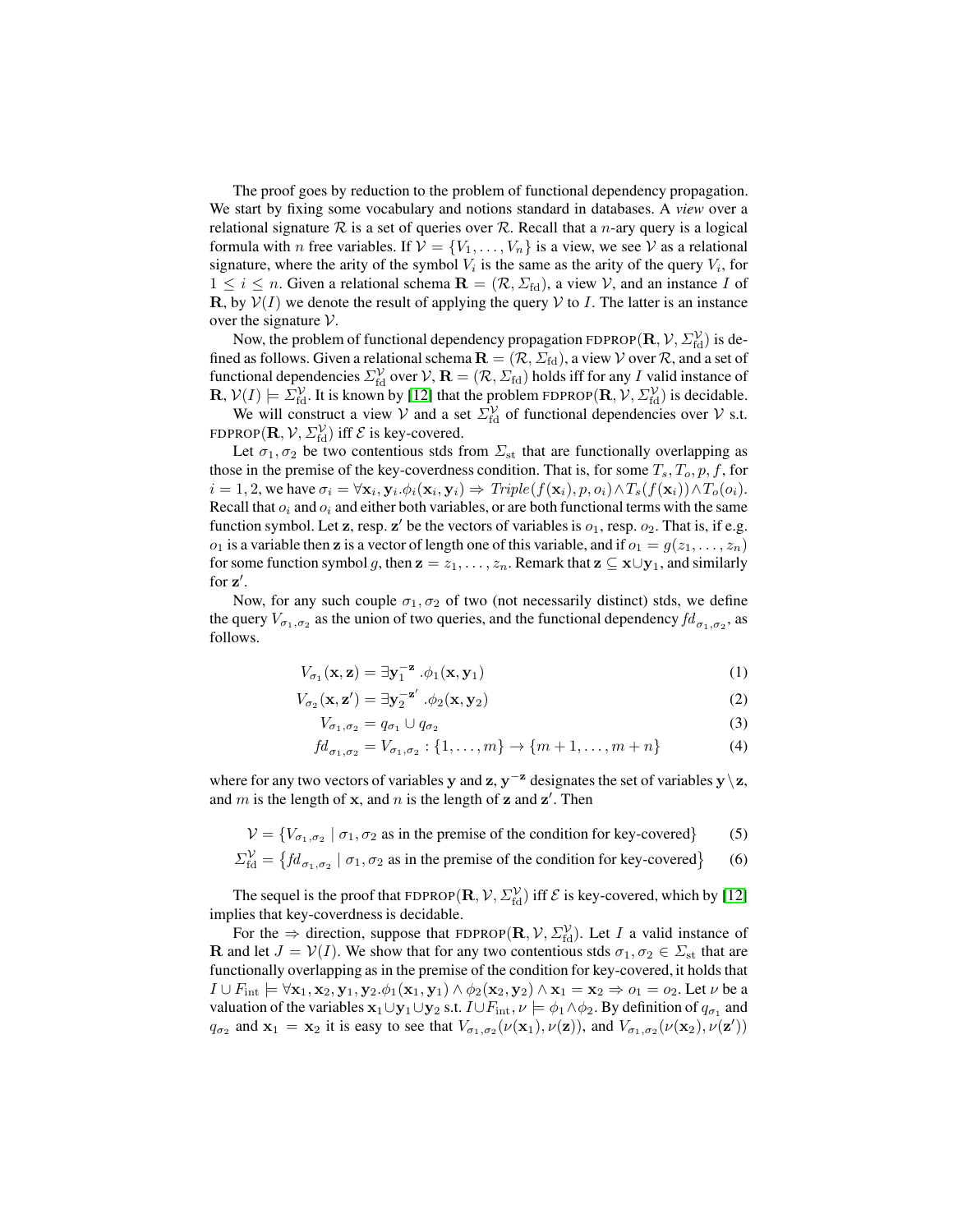The proof goes by reduction to the problem of functional dependency propagation. We start by fixing some vocabulary and notions standard in databases. A *view* over a relational signature $\mathcal{R}$ is a set of queries over $\mathcal{R}$. Recall that a $n$-ary query is a logical formula with $n$ free variables. If $\mathcal{V} = \{V_1, \ldots, V_n\}$ is a view, we see $\mathcal{V}$ as a relational signature, where the arity of the symbol $V_i$ is the same as the arity of the query $V_i$, for $1 \leq i \leq n$. Given a relational schema $\mathbf{R} = (\mathcal{R}, \Sigma_{\text{fd}})$, a view $\mathcal{V}$, and an instance $I$ of $\mathbf{R}$, by $\mathcal{V}(I)$ we denote the result of applying the query $\mathcal{V}$ to $I$. The latter is an instance over the signature $\mathcal{V}$.

Now, the problem of functional dependency propagation $\text{FDPROP}(\mathbf{R}, \mathcal{V}, \Sigma_{\text{fd}}^{\mathcal{V}})$ is defined as follows. Given a relational schema $\mathbf{R} = (\mathcal{R}, \Sigma_{\text{fd}})$, a view $\mathcal{V}$ over $\mathcal{R}$, and a set of functional dependencies $\Sigma_{\text{fd}}^{\mathcal{V}}$ over $\mathcal{V}$, $\mathbf{R} = (\mathcal{R}, \Sigma_{\text{fd}})$ holds iff for any $I$ valid instance of $\mathbf{R}$, $\mathcal{V}(I) \models \Sigma_{\text{fd}}^{\mathcal{V}}$. It is known by [12] that the problem $\text{FDPROP}(\mathbf{R}, \mathcal{V}, \Sigma_{\text{fd}}^{\mathcal{V}})$ is decidable.

We will construct a view $\mathcal{V}$ and a set $\Sigma_{\text{fd}}^{\mathcal{V}}$ of functional dependencies over $\mathcal{V}$ s.t. $\text{FDPROP}(\mathbf{R}, \mathcal{V}, \Sigma_{\text{fd}}^{\mathcal{V}})$ iff $\mathcal{E}$ is key-covered.

Let $\sigma_1, \sigma_2$ be two contentious stds from $\Sigma_{\text{st}}$ that are functionally overlapping as those in the premise of the key-coverdness condition. That is, for some $T_s, T_o, p, f$, for $i = 1, 2$, we have $\sigma_i = \forall \mathbf{x}_i, \mathbf{y}_i.\phi_i(\mathbf{x}_i, \mathbf{y}_i) \Rightarrow \mathit{Triple}(f(\mathbf{x}_i), p, o_i) \wedge T_s(f(\mathbf{x}_i)) \wedge T_o(o_i)$. Recall that $o_i$ and $o_i$ and either both variables, or are both functional terms with the same function symbol. Let $\mathbf{z}$, resp. $\mathbf{z}'$ be the vectors of variables is $o_1$, resp. $o_2$. That is, if e.g. $o_1$ is a variable then $\mathbf{z}$ is a vector of length one of this variable, and if $o_1 = g(z_1, \ldots, z_n)$ for some function symbol $g$, then $\mathbf{z} = z_1, \ldots, z_n$. Remark that $\mathbf{z} \subseteq \mathbf{x} \cup \mathbf{y}_1$, and similarly for $\mathbf{z}'$.

Now, for any such couple $\sigma_1, \sigma_2$ of two (not necessarily distinct) stds, we define the query $V_{\sigma_1,\sigma_2}$ as the union of two queries, and the functional dependency $\mathit{fd}_{\sigma_1,\sigma_2}$, as follows.

$$V_{\sigma_1}(\mathbf{x}, \mathbf{z}) = \exists \mathbf{y}_1^{-\mathbf{z}}.\phi_1(\mathbf{x}, \mathbf{y}_1) \tag{1}$$

$$V_{\sigma_2}(\mathbf{x}, \mathbf{z}') = \exists \mathbf{y}_2^{-\mathbf{z}'}.\phi_2(\mathbf{x}, \mathbf{y}_2) \tag{2}$$

$$V_{\sigma_1,\sigma_2} = q_{\sigma_1} \cup q_{\sigma_2} \tag{3}$$

$$\mathit{fd}_{\sigma_1,\sigma_2} = V_{\sigma_1,\sigma_2} : \{1, \ldots, m\} \rightarrow \{m+1, \ldots, m+n\} \tag{4}$$

where for any two vectors of variables $\mathbf{y}$ and $\mathbf{z}$, $\mathbf{y}^{-\mathbf{z}}$ designates the set of variables $\mathbf{y} \setminus \mathbf{z}$, and $m$ is the length of $\mathbf{x}$, and $n$ is the length of $\mathbf{z}$ and $\mathbf{z}'$. Then

$$\mathcal{V} = \{V_{\sigma_1,\sigma_2} \mid \sigma_1, \sigma_2 \text{ as in the premise of the condition for key-covered}\} \tag{5}$$

$$\Sigma_{\text{fd}}^{\mathcal{V}} = \left\{\mathit{fd}_{\sigma_1,\sigma_2} \mid \sigma_1, \sigma_2 \text{ as in the premise of the condition for key-covered}\right\} \tag{6}$$

The sequel is the proof that $\text{FDPROP}(\mathbf{R}, \mathcal{V}, \Sigma_{\text{fd}}^{\mathcal{V}})$ iff $\mathcal{E}$ is key-covered, which by [12] implies that key-coverdness is decidable.

For the $\Rightarrow$ direction, suppose that $\text{FDPROP}(\mathbf{R}, \mathcal{V}, \Sigma_{\text{fd}}^{\mathcal{V}})$. Let $I$ a valid instance of $\mathbf{R}$ and let $J = \mathcal{V}(I)$. We show that for any two contentious stds $\sigma_1, \sigma_2 \in \Sigma_{\text{st}}$ that are functionally overlapping as in the premise of the condition for key-covered, it holds that $I \cup F_{\text{int}} \models \forall \mathbf{x}_1, \mathbf{x}_2, \mathbf{y}_1, \mathbf{y}_2.\phi_1(\mathbf{x}_1, \mathbf{y}_1) \wedge \phi_2(\mathbf{x}_2, \mathbf{y}_2) \wedge \mathbf{x}_1 = \mathbf{x}_2 \Rightarrow o_1 = o_2$. Let $\nu$ be a valuation of the variables $\mathbf{x}_1 \cup \mathbf{y}_1 \cup \mathbf{y}_2$ s.t. $I \cup F_{\text{int}}, \nu \models \phi_1 \wedge \phi_2$. By definition of $q_{\sigma_1}$ and $q_{\sigma_2}$ and $\mathbf{x}_1 = \mathbf{x}_2$ it is easy to see that $V_{\sigma_1,\sigma_2}(\nu(\mathbf{x}_1), \nu(\mathbf{z}))$, and $V_{\sigma_1,\sigma_2}(\nu(\mathbf{x}_2), \nu(\mathbf{z}'))$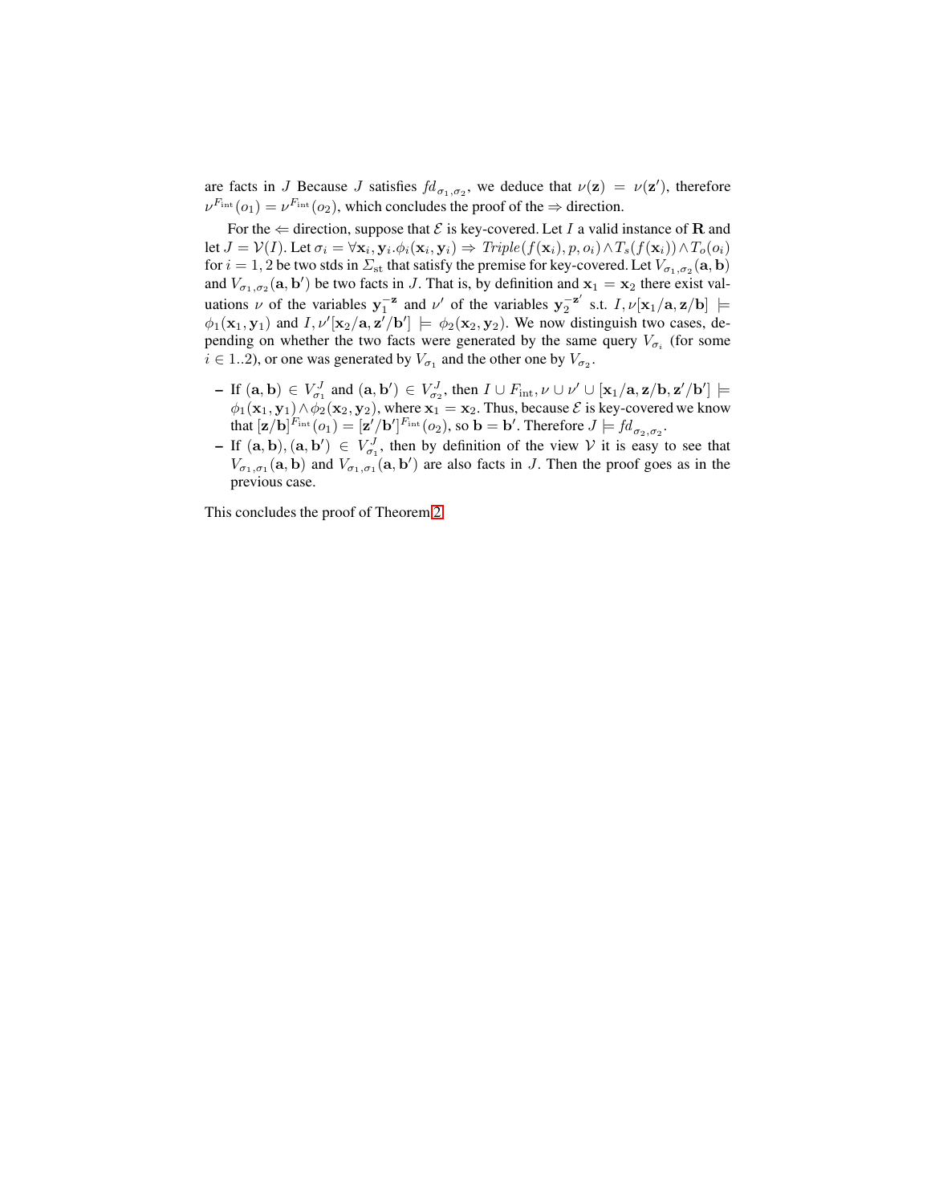are facts in $J$ Because $J$ satisfies $fd_{\sigma_1,\sigma_2}$, we deduce that $\nu(\mathbf{z}) = \nu(\mathbf{z}')$, therefore $\nu^{F_{\text{int}}}(o_1) = \nu^{F_{\text{int}}}(o_2)$, which concludes the proof of the $\Rightarrow$ direction.

For the $\Leftarrow$ direction, suppose that $\mathcal{E}$ is key-covered. Let $I$ a valid instance of $\mathbf{R}$ and let $J = \mathcal{V}(I)$. Let $\sigma_i = \forall \mathbf{x}_i, \mathbf{y}_i.\phi_i(\mathbf{x}_i, \mathbf{y}_i) \Rightarrow \mathit{Triple}(f(\mathbf{x}_i), p, o_i) \wedge T_s(f(\mathbf{x}_i)) \wedge T_o(o_i)$ for $i = 1, 2$ be two stds in $\Sigma_{\text{st}}$ that satisfy the premise for key-covered. Let $V_{\sigma_1,\sigma_2}(\mathbf{a}, \mathbf{b})$ and $V_{\sigma_1,\sigma_2}(\mathbf{a}, \mathbf{b}')$ be two facts in $J$. That is, by definition and $\mathbf{x}_1 = \mathbf{x}_2$ there exist valuations $\nu$ of the variables $\mathbf{y}_1^{-\mathbf{z}}$ and $\nu'$ of the variables $\mathbf{y}_2^{-\mathbf{z}'}$ s.t. $I, \nu[\mathbf{x}_1/\mathbf{a}, \mathbf{z}/\mathbf{b}] \models \phi_1(\mathbf{x}_1, \mathbf{y}_1)$ and $I, \nu'[\mathbf{x}_2/\mathbf{a}, \mathbf{z}'/\mathbf{b}'] \models \phi_2(\mathbf{x}_2, \mathbf{y}_2)$. We now distinguish two cases, depending on whether the two facts were generated by the same query $V_{\sigma_i}$ (for some $i \in 1..2$), or one was generated by $V_{\sigma_1}$ and the other one by $V_{\sigma_2}$.

- If $(\mathbf{a}, \mathbf{b}) \in V_{\sigma_1}^J$ and $(\mathbf{a}, \mathbf{b}') \in V_{\sigma_2}^J$, then $I \cup F_{\text{int}}, \nu \cup \nu' \cup [\mathbf{x}_1/\mathbf{a}, \mathbf{z}/\mathbf{b}, \mathbf{z}'/\mathbf{b}'] \models \phi_1(\mathbf{x}_1, \mathbf{y}_1) \wedge \phi_2(\mathbf{x}_2, \mathbf{y}_2)$, where $\mathbf{x}_1 = \mathbf{x}_2$. Thus, because $\mathcal{E}$ is key-covered we know that $[\mathbf{z}/\mathbf{b}]^{F_{\text{int}}}(o_1) = [\mathbf{z}'/\mathbf{b}']^{F_{\text{int}}}(o_2)$, so $\mathbf{b} = \mathbf{b}'$. Therefore $J \models fd_{\sigma_2,\sigma_2}$.
- If $(\mathbf{a}, \mathbf{b}), (\mathbf{a}, \mathbf{b}') \in V_{\sigma_1}^J$, then by definition of the view $\mathcal{V}$ it is easy to see that $V_{\sigma_1,\sigma_1}(\mathbf{a}, \mathbf{b})$ and $V_{\sigma_1,\sigma_1}(\mathbf{a}, \mathbf{b}')$ are also facts in $J$. Then the proof goes as in the previous case.

This concludes the proof of Theorem 2.